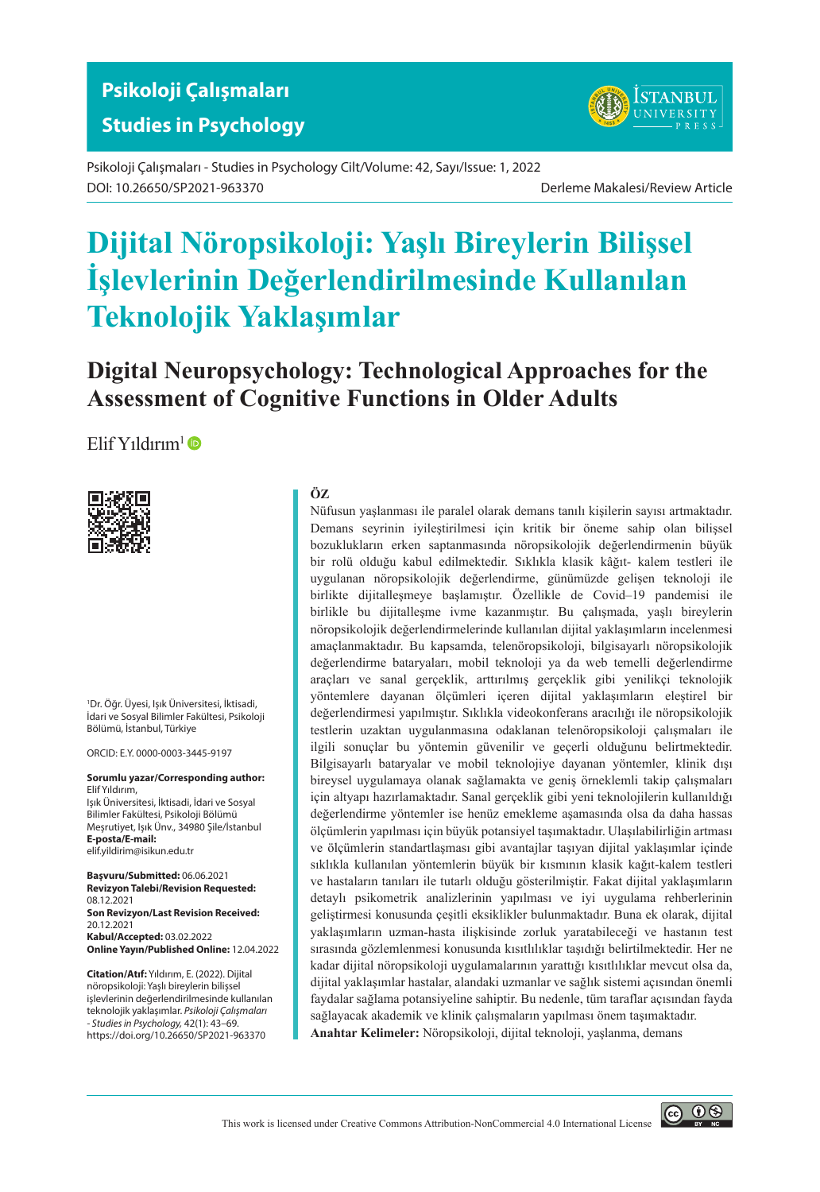Psikoloji Çalışmaları - Studies in Psychology Cilt/Volume: 42, Sayı/Issue: 1, 2022
DOI: 10.26650/SP2021-963370

Derleme Makalesi/Review Article

# Dijital Nöropsikoloji: Yaşlı Bireylerin Bilişsel İşlevlerinin Değerlendirilmesinde Kullanılan Teknolojik Yaklaşımlar

## Digital Neuropsychology: Technological Approaches for the Assessment of Cognitive Functions in Older Adults

Elif Yıldırım[1]

[1]Dr. Öğr. Üyesi, Işık Üniversitesi, İktisadi, İdari ve Sosyal Bilimler Fakültesi, Psikoloji Bölümü, İstanbul, Türkiye

ORCID: E.Y. 0000-0003-3445-9197

**Sorumlu yazar/Corresponding author:** Elif Yıldırım,
Işık Üniversitesi, İktisadi, İdari ve Sosyal Bilimler Fakültesi, Psikoloji Bölümü Meşrutiyet, Işık Ünv., 34980 Şile/İstanbul
**E-posta/E-mail:** elif.yildirim@isikun.edu.tr

**Başvuru/Submitted:** 06.06.2021
**Revizyon Talebi/Revision Requested:** 08.12.2021
**Son Revizyon/Last Revision Received:** 20.12.2021
**Kabul/Accepted:** 03.02.2022
**Online Yayın/Published Online:** 12.04.2022

**Citation/Atıf:** Yıldırım, E. (2022). Dijital nöropsikoloji: Yaşlı bireylerin bilişsel işlevlerinin değerlendirilmesinde kullanılan teknolojik yaklaşımlar. *Psikoloji Çalışmaları - Studies in Psychology*, 42(1): 43–69. https://doi.org/10.26650/SP2021-963370

**ÖZ**

Nüfusun yaşlanması ile paralel olarak demans tanılı kişilerin sayısı artmaktadır. Demans seyrinin iyileştirilmesi için kritik bir öneme sahip olan bilişsel bozuklukların erken saptanmasında nöropsikolojik değerlendirmenin büyük bir rolü olduğu kabul edilmektedir. Sıklıkla klasik kâğıt- kalem testleri ile uygulanan nöropsikolojik değerlendirme, günümüzde gelişen teknoloji ile birlikte dijitalleşmeye başlamıştır. Özellikle de Covid–19 pandemisi ile birlikte bu dijitalleşme ivme kazanmıştır. Bu çalışmada, yaşlı bireylerin nöropsikolojik değerlendirmelerinde kullanılan dijital yaklaşımların incelenmesi amaçlanmaktadır. Bu kapsamda, telenöropsikoloji, bilgisayarlı nöropsikolojik değerlendirme bataryaları, mobil teknoloji ya da web temelli değerlendirme araçları ve sanal gerçeklik, arttırılmış gerçeklik gibi yenilikçi teknolojik yöntemlere dayanan ölçümleri içeren dijital yaklaşımların eleştirel bir değerlendirmesi yapılmıştır. Sıklıkla videokonferans aracılığı ile nöropsikolojik testlerin uzaktan uygulanmasına odaklanan telenöropsikoloji çalışmaları ile ilgili sonuçlar bu yöntemin güvenilir ve geçerli olduğunu belirtmektedir. Bilgisayarlı bataryalar ve mobil teknolojiye dayanan yöntemler, klinik dışı bireysel uygulamaya olanak sağlamakta ve geniş örneklemli takip çalışmaları için altyapı hazırlamaktadır. Sanal gerçeklik gibi yeni teknolojilerin kullanıldığı değerlendirme yöntemler ise henüz emekleme aşamasında olsa da daha hassas ölçümlerin yapılması için büyük potansiyel taşımaktadır. Ulaşılabilirliğin artması ve ölçümlerin standartlaşması gibi avantajlar taşıyan dijital yaklaşımlar içinde sıklıkla kullanılan yöntemlerin büyük bir kısmının klasik kağıt-kalem testleri ve hastaların tanıları ile tutarlı olduğu gösterilmiştir. Fakat dijital yaklaşımların detaylı psikometrik analizlerinin yapılması ve iyi uygulama rehberlerinin geliştirmesi konusunda çeşitli eksiklikler bulunmaktadır. Buna ek olarak, dijital yaklaşımların uzman-hasta ilişkisinde zorluk yaratabileceği ve hastanın test sırasında gözlemlenmesi konusunda kısıtlılıklar taşıdığı belirtilmektedir. Her ne kadar dijital nöropsikoloji uygulamalarının yarattığı kısıtlılıklar mevcut olsa da, dijital yaklaşımlar hastalar, alandaki uzmanlar ve sağlık sistemi açısından önemli faydalar sağlama potansiyeline sahiptir. Bu nedenle, tüm taraflar açısından fayda sağlayacak akademik ve klinik çalışmaların yapılması önem taşımaktadır.

**Anahtar Kelimeler:** Nöropsikoloji, dijital teknoloji, yaşlanma, demans

This work is licensed under Creative Commons Attribution-NonCommercial 4.0 International License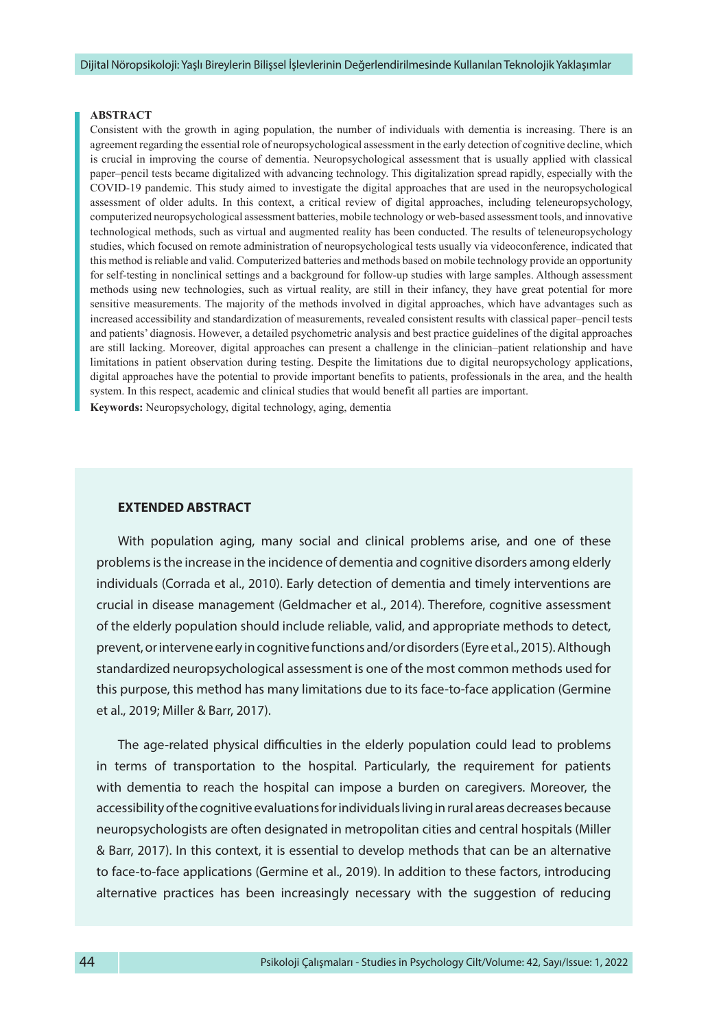## ABSTRACT

Consistent with the growth in aging population, the number of individuals with dementia is increasing. There is an agreement regarding the essential role of neuropsychological assessment in the early detection of cognitive decline, which is crucial in improving the course of dementia. Neuropsychological assessment that is usually applied with classical paper–pencil tests became digitalized with advancing technology. This digitalization spread rapidly, especially with the COVID-19 pandemic. This study aimed to investigate the digital approaches that are used in the neuropsychological assessment of older adults. In this context, a critical review of digital approaches, including teleneuropsychology, computerized neuropsychological assessment batteries, mobile technology or web-based assessment tools, and innovative technological methods, such as virtual and augmented reality has been conducted. The results of teleneuropsychology studies, which focused on remote administration of neuropsychological tests usually via videoconference, indicated that this method is reliable and valid. Computerized batteries and methods based on mobile technology provide an opportunity for self-testing in nonclinical settings and a background for follow-up studies with large samples. Although assessment methods using new technologies, such as virtual reality, are still in their infancy, they have great potential for more sensitive measurements. The majority of the methods involved in digital approaches, which have advantages such as increased accessibility and standardization of measurements, revealed consistent results with classical paper–pencil tests and patients' diagnosis. However, a detailed psychometric analysis and best practice guidelines of the digital approaches are still lacking. Moreover, digital approaches can present a challenge in the clinician–patient relationship and have limitations in patient observation during testing. Despite the limitations due to digital neuropsychology applications, digital approaches have the potential to provide important benefits to patients, professionals in the area, and the health system. In this respect, academic and clinical studies that would benefit all parties are important.

**Keywords:** Neuropsychology, digital technology, aging, dementia

## EXTENDED ABSTRACT

With population aging, many social and clinical problems arise, and one of these problems is the increase in the incidence of dementia and cognitive disorders among elderly individuals (Corrada et al., 2010). Early detection of dementia and timely interventions are crucial in disease management (Geldmacher et al., 2014). Therefore, cognitive assessment of the elderly population should include reliable, valid, and appropriate methods to detect, prevent, or intervene early in cognitive functions and/or disorders (Eyre et al., 2015). Although standardized neuropsychological assessment is one of the most common methods used for this purpose, this method has many limitations due to its face-to-face application (Germine et al., 2019; Miller & Barr, 2017).

The age-related physical difficulties in the elderly population could lead to problems in terms of transportation to the hospital. Particularly, the requirement for patients with dementia to reach the hospital can impose a burden on caregivers. Moreover, the accessibility of the cognitive evaluations for individuals living in rural areas decreases because neuropsychologists are often designated in metropolitan cities and central hospitals (Miller & Barr, 2017). In this context, it is essential to develop methods that can be an alternative to face-to-face applications (Germine et al., 2019). In addition to these factors, introducing alternative practices has been increasingly necessary with the suggestion of reducing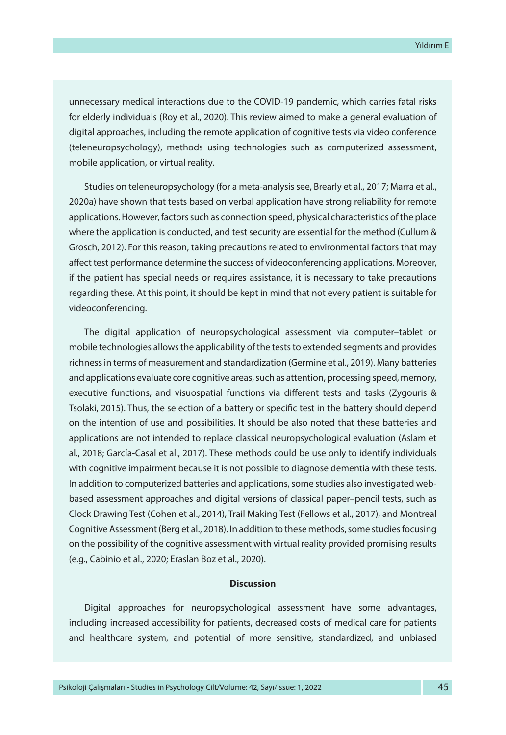unnecessary medical interactions due to the COVID-19 pandemic, which carries fatal risks for elderly individuals (Roy et al., 2020). This review aimed to make a general evaluation of digital approaches, including the remote application of cognitive tests via video conference (teleneuropsychology), methods using technologies such as computerized assessment, mobile application, or virtual reality.

Studies on teleneuropsychology (for a meta-analysis see, Brearly et al., 2017; Marra et al., 2020a) have shown that tests based on verbal application have strong reliability for remote applications. However, factors such as connection speed, physical characteristics of the place where the application is conducted, and test security are essential for the method (Cullum & Grosch, 2012). For this reason, taking precautions related to environmental factors that may affect test performance determine the success of videoconferencing applications. Moreover, if the patient has special needs or requires assistance, it is necessary to take precautions regarding these. At this point, it should be kept in mind that not every patient is suitable for videoconferencing.

The digital application of neuropsychological assessment via computer–tablet or mobile technologies allows the applicability of the tests to extended segments and provides richness in terms of measurement and standardization (Germine et al., 2019). Many batteries and applications evaluate core cognitive areas, such as attention, processing speed, memory, executive functions, and visuospatial functions via different tests and tasks (Zygouris & Tsolaki, 2015). Thus, the selection of a battery or specific test in the battery should depend on the intention of use and possibilities. It should be also noted that these batteries and applications are not intended to replace classical neuropsychological evaluation (Aslam et al., 2018; García-Casal et al., 2017). These methods could be use only to identify individuals with cognitive impairment because it is not possible to diagnose dementia with these tests. In addition to computerized batteries and applications, some studies also investigated web-based assessment approaches and digital versions of classical paper–pencil tests, such as Clock Drawing Test (Cohen et al., 2014), Trail Making Test (Fellows et al., 2017), and Montreal Cognitive Assessment (Berg et al., 2018). In addition to these methods, some studies focusing on the possibility of the cognitive assessment with virtual reality provided promising results (e.g., Cabinio et al., 2020; Eraslan Boz et al., 2020).

## Discussion

Digital approaches for neuropsychological assessment have some advantages, including increased accessibility for patients, decreased costs of medical care for patients and healthcare system, and potential of more sensitive, standardized, and unbiased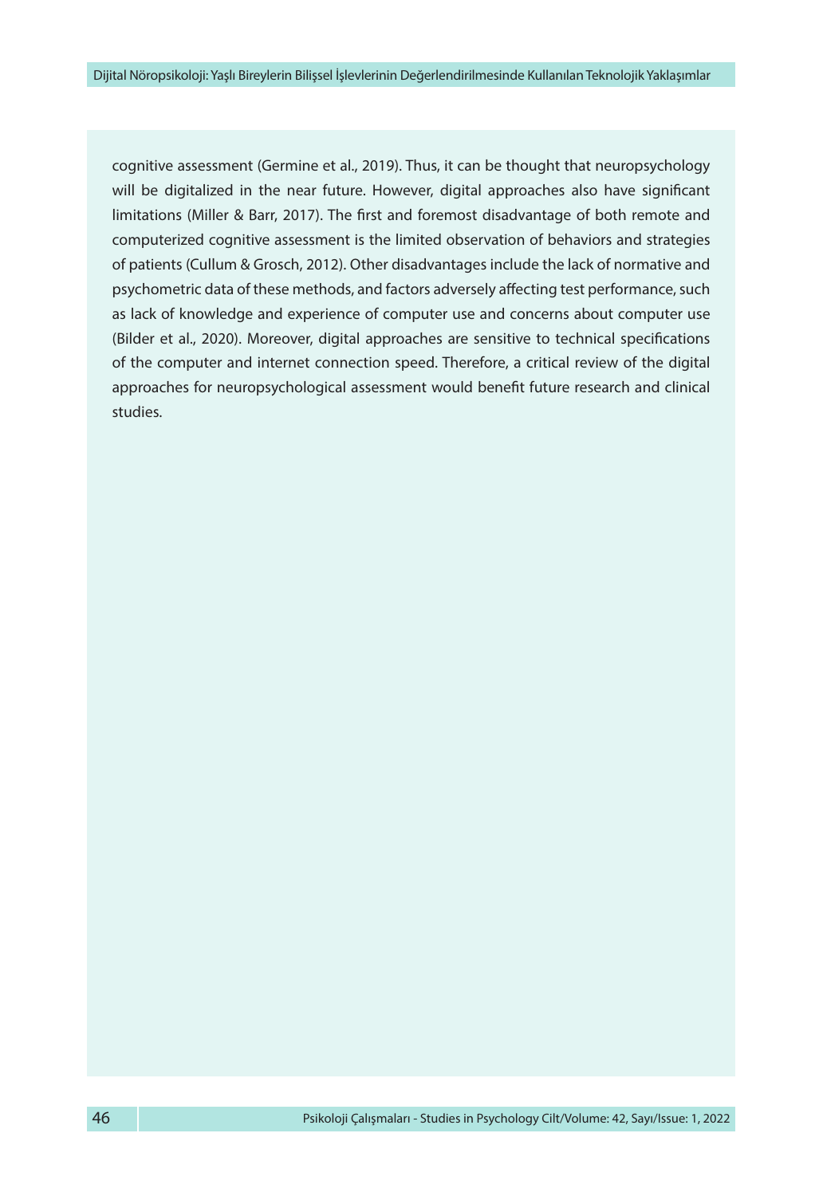cognitive assessment (Germine et al., 2019). Thus, it can be thought that neuropsychology will be digitalized in the near future. However, digital approaches also have significant limitations (Miller & Barr, 2017). The first and foremost disadvantage of both remote and computerized cognitive assessment is the limited observation of behaviors and strategies of patients (Cullum & Grosch, 2012). Other disadvantages include the lack of normative and psychometric data of these methods, and factors adversely affecting test performance, such as lack of knowledge and experience of computer use and concerns about computer use (Bilder et al., 2020). Moreover, digital approaches are sensitive to technical specifications of the computer and internet connection speed. Therefore, a critical review of the digital approaches for neuropsychological assessment would benefit future research and clinical studies.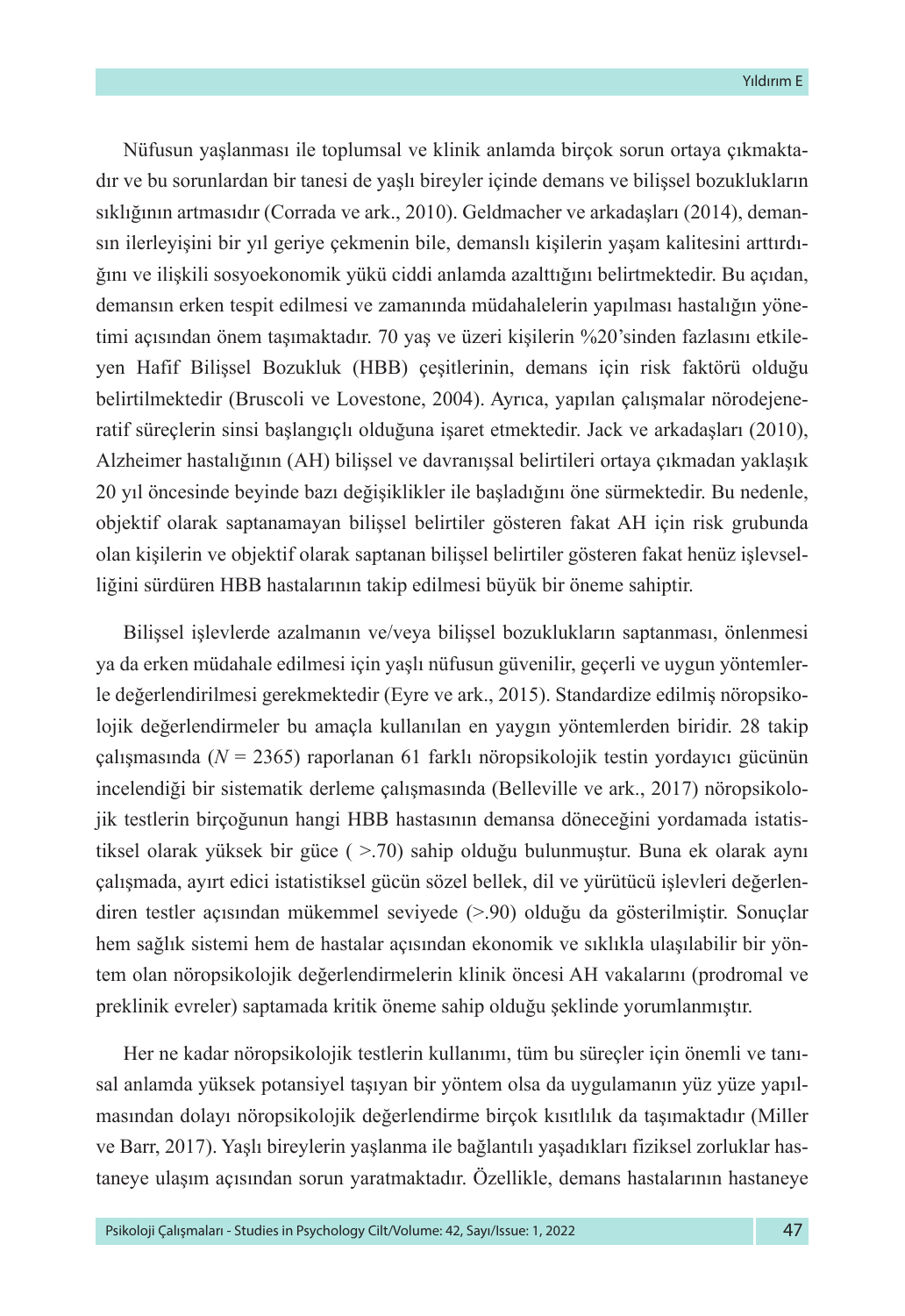Nüfusun yaşlanması ile toplumsal ve klinik anlamda birçok sorun ortaya çıkmaktadır ve bu sorunlardan bir tanesi de yaşlı bireyler içinde demans ve bilişsel bozuklukların sıklığının artmasıdır (Corrada ve ark., 2010). Geldmacher ve arkadaşları (2014), demansın ilerleyişini bir yıl geriye çekmenin bile, demanslı kişilerin yaşam kalitesini arttırdığını ve ilişkili sosyoekonomik yükü ciddi anlamda azalttığını belirtmektedir. Bu açıdan, demansın erken tespit edilmesi ve zamanında müdahalelerin yapılması hastalığın yönetimi açısından önem taşımaktadır. 70 yaş ve üzeri kişilerin %20'sinden fazlasını etkileyen Hafif Bilişsel Bozukluk (HBB) çeşitlerinin, demans için risk faktörü olduğu belirtilmektedir (Bruscoli ve Lovestone, 2004). Ayrıca, yapılan çalışmalar nörodejeneratif süreçlerin sinsi başlangıçlı olduğuna işaret etmektedir. Jack ve arkadaşları (2010), Alzheimer hastalığının (AH) bilişsel ve davranışsal belirtileri ortaya çıkmadan yaklaşık 20 yıl öncesinde beyinde bazı değişiklikler ile başladığını öne sürmektedir. Bu nedenle, objektif olarak saptanamayan bilişsel belirtiler gösteren fakat AH için risk grubunda olan kişilerin ve objektif olarak saptanan bilişsel belirtiler gösteren fakat henüz işlevselliğini sürdüren HBB hastalarının takip edilmesi büyük bir öneme sahiptir.

Bilişsel işlevlerde azalmanın ve/veya bilişsel bozuklukların saptanması, önlenmesi ya da erken müdahale edilmesi için yaşlı nüfusun güvenilir, geçerli ve uygun yöntemlerle değerlendirilmesi gerekmektedir (Eyre ve ark., 2015). Standardize edilmiş nöropsikolojik değerlendirmeler bu amaçla kullanılan en yaygın yöntemlerden biridir. 28 takip çalışmasında ($N$ = 2365) raporlanan 61 farklı nöropsikolojik testin yordayıcı gücünün incelendiği bir sistematik derleme çalışmasında (Belleville ve ark., 2017) nöropsikolojik testlerin birçoğunun hangi HBB hastasının demansa döneceğini yordamada istatistiksel olarak yüksek bir güce ( >.70) sahip olduğu bulunmuştur. Buna ek olarak aynı çalışmada, ayırt edici istatistiksel gücün sözel bellek, dil ve yürütücü işlevleri değerlendiren testler açısından mükemmel seviyede (>.90) olduğu da gösterilmiştir. Sonuçlar hem sağlık sistemi hem de hastalar açısından ekonomik ve sıklıkla ulaşılabilir bir yöntem olan nöropsikolojik değerlendirmelerin klinik öncesi AH vakalarını (prodromal ve preklinik evreler) saptamada kritik öneme sahip olduğu şeklinde yorumlanmıştır.

Her ne kadar nöropsikolojik testlerin kullanımı, tüm bu süreçler için önemli ve tanısal anlamda yüksek potansiyel taşıyan bir yöntem olsa da uygulamanın yüz yüze yapılmasından dolayı nöropsikolojik değerlendirme birçok kısıtlılık da taşımaktadır (Miller ve Barr, 2017). Yaşlı bireylerin yaşlanma ile bağlantılı yaşadıkları fiziksel zorluklar hastaneye ulaşım açısından sorun yaratmaktadır. Özellikle, demans hastalarının hastaneye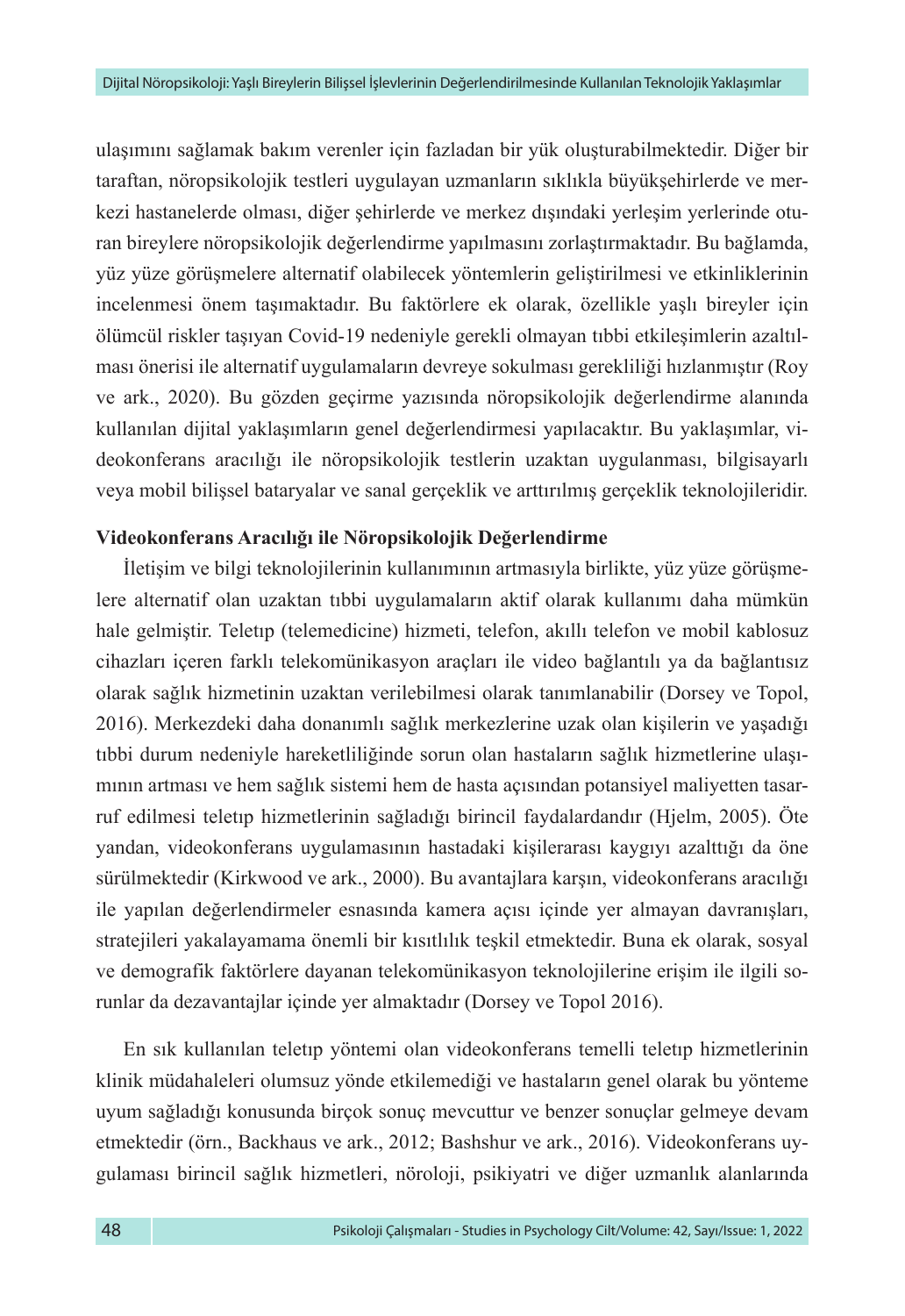ulaşımını sağlamak bakım verenler için fazladan bir yük oluşturabilmektedir. Diğer bir taraftan, nöropsikolojik testleri uygulayan uzmanların sıklıkla büyükşehirlerde ve merkezi hastanelerde olması, diğer şehirlerde ve merkez dışındaki yerleşim yerlerinde oturan bireylere nöropsikolojik değerlendirme yapılmasını zorlaştırmaktadır. Bu bağlamda, yüz yüze görüşmelere alternatif olabilecek yöntemlerin geliştirilmesi ve etkinliklerinin incelenmesi önem taşımaktadır. Bu faktörlere ek olarak, özellikle yaşlı bireyler için ölümcül riskler taşıyan Covid-19 nedeniyle gerekli olmayan tıbbi etkileşimlerin azaltılması önerisi ile alternatif uygulamaların devreye sokulması gerekliliği hızlanmıştır (Roy ve ark., 2020). Bu gözden geçirme yazısında nöropsikolojik değerlendirme alanında kullanılan dijital yaklaşımların genel değerlendirmesi yapılacaktır. Bu yaklaşımlar, videokonferans aracılığı ile nöropsikolojik testlerin uzaktan uygulanması, bilgisayarlı veya mobil bilişsel bataryalar ve sanal gerçeklik ve arttırılmış gerçeklik teknolojileridir.

**Videokonferans Aracılığı ile Nöropsikolojik Değerlendirme**

İletişim ve bilgi teknolojilerinin kullanımının artmasıyla birlikte, yüz yüze görüşmelere alternatif olan uzaktan tıbbi uygulamaların aktif olarak kullanımı daha mümkün hale gelmiştir. Teletıp (telemedicine) hizmeti, telefon, akıllı telefon ve mobil kablosuz cihazları içeren farklı telekomünikasyon araçları ile video bağlantılı ya da bağlantısız olarak sağlık hizmetinin uzaktan verilebilmesi olarak tanımlanabilir (Dorsey ve Topol, 2016). Merkezdeki daha donanımlı sağlık merkezlerine uzak olan kişilerin ve yaşadığı tıbbi durum nedeniyle hareketliliğinde sorun olan hastaların sağlık hizmetlerine ulaşımının artması ve hem sağlık sistemi hem de hasta açısından potansiyel maliyetten tasarruf edilmesi teletıp hizmetlerinin sağladığı birincil faydalardandır (Hjelm, 2005). Öte yandan, videokonferans uygulamasının hastadaki kişilerarası kaygıyı azalttığı da öne sürülmektedir (Kirkwood ve ark., 2000). Bu avantajlara karşın, videokonferans aracılığı ile yapılan değerlendirmeler esnasında kamera açısı içinde yer almayan davranışları, stratejileri yakalayamama önemli bir kısıtlılık teşkil etmektedir. Buna ek olarak, sosyal ve demografik faktörlere dayanan telekomünikasyon teknolojilerine erişim ile ilgili sorunlar da dezavantajlar içinde yer almaktadır (Dorsey ve Topol 2016).

En sık kullanılan teletıp yöntemi olan videokonferans temelli teletıp hizmetlerinin klinik müdahaleleri olumsuz yönde etkilemediği ve hastaların genel olarak bu yönteme uyum sağladığı konusunda birçok sonuç mevcuttur ve benzer sonuçlar gelmeye devam etmektedir (örn., Backhaus ve ark., 2012; Bashshur ve ark., 2016). Videokonferans uygulaması birincil sağlık hizmetleri, nöroloji, psikiyatri ve diğer uzmanlık alanlarında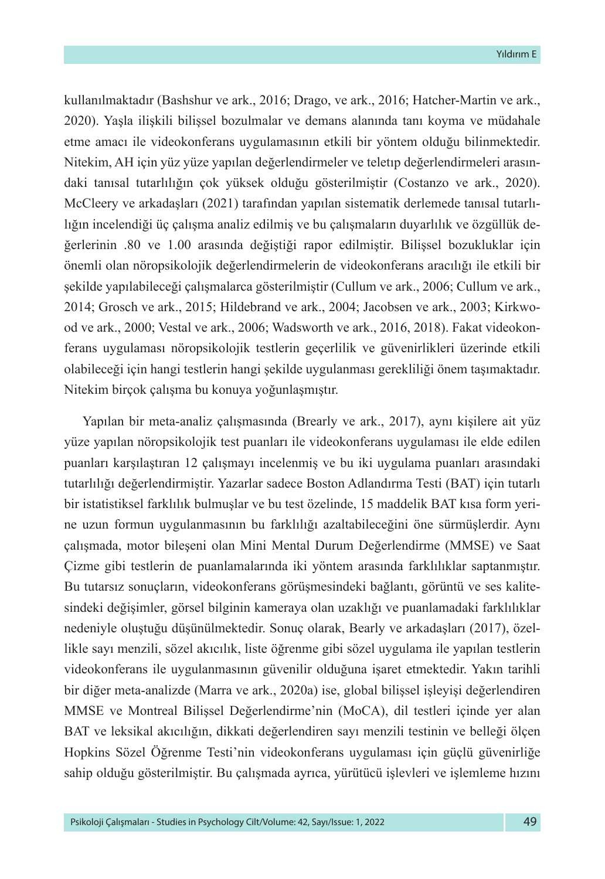kullanılmaktadır (Bashshur ve ark., 2016; Drago, ve ark., 2016; Hatcher-Martin ve ark., 2020). Yaşla ilişkili bilişsel bozulmalar ve demans alanında tanı koyma ve müdahale etme amacı ile videokonferans uygulamasının etkili bir yöntem olduğu bilinmektedir. Nitekim, AH için yüz yüze yapılan değerlendirmeler ve teletıp değerlendirmeleri arasındaki tanısal tutarlılığın çok yüksek olduğu gösterilmiştir (Costanzo ve ark., 2020). McCleery ve arkadaşları (2021) tarafından yapılan sistematik derlemede tanısal tutarlılığın incelendiği üç çalışma analiz edilmiş ve bu çalışmaların duyarlılık ve özgüllük değerlerinin .80 ve 1.00 arasında değiştiği rapor edilmiştir. Bilişsel bozukluklar için önemli olan nöropsikolojik değerlendirmelerin de videokonferans aracılığı ile etkili bir şekilde yapılabileceği çalışmalarca gösterilmiştir (Cullum ve ark., 2006; Cullum ve ark., 2014; Grosch ve ark., 2015; Hildebrand ve ark., 2004; Jacobsen ve ark., 2003; Kirkwood ve ark., 2000; Vestal ve ark., 2006; Wadsworth ve ark., 2016, 2018). Fakat videokonferans uygulaması nöropsikolojik testlerin geçerlilik ve güvenirlikleri üzerinde etkili olabileceği için hangi testlerin hangi şekilde uygulanması gerekliliği önem taşımaktadır. Nitekim birçok çalışma bu konuya yoğunlaşmıştır.

Yapılan bir meta-analiz çalışmasında (Brearly ve ark., 2017), aynı kişilere ait yüz yüze yapılan nöropsikolojik test puanları ile videokonferans uygulaması ile elde edilen puanları karşılaştıran 12 çalışmayı incelenmiş ve bu iki uygulama puanları arasındaki tutarlılığı değerlendirmiştir. Yazarlar sadece Boston Adlandırma Testi (BAT) için tutarlı bir istatistiksel farklılık bulmuşlar ve bu test özelinde, 15 maddelik BAT kısa form yerine uzun formun uygulanmasının bu farklılığı azaltabileceğini öne sürmüşlerdir. Aynı çalışmada, motor bileşeni olan Mini Mental Durum Değerlendirme (MMSE) ve Saat Çizme gibi testlerin de puanlamalarında iki yöntem arasında farklılıklar saptanmıştır. Bu tutarsız sonuçların, videokonferans görüşmesindeki bağlantı, görüntü ve ses kalitesindeki değişimler, görsel bilginin kameraya olan uzaklığı ve puanlamadaki farklılıklar nedeniyle oluştuğu düşünülmektedir. Sonuç olarak, Bearly ve arkadaşları (2017), özellikle sayı menzili, sözel akıcılık, liste öğrenme gibi sözel uygulama ile yapılan testlerin videokonferans ile uygulanmasının güvenilir olduğuna işaret etmektedir. Yakın tarihli bir diğer meta-analizde (Marra ve ark., 2020a) ise, global bilişsel işleyişi değerlendiren MMSE ve Montreal Bilişsel Değerlendirme'nin (MoCA), dil testleri içinde yer alan BAT ve leksikal akıcılığın, dikkati değerlendiren sayı menzili testinin ve belleği ölçen Hopkins Sözel Öğrenme Testi'nin videokonferans uygulaması için güçlü güvenirliğe sahip olduğu gösterilmiştir. Bu çalışmada ayrıca, yürütücü işlevleri ve işlemleme hızını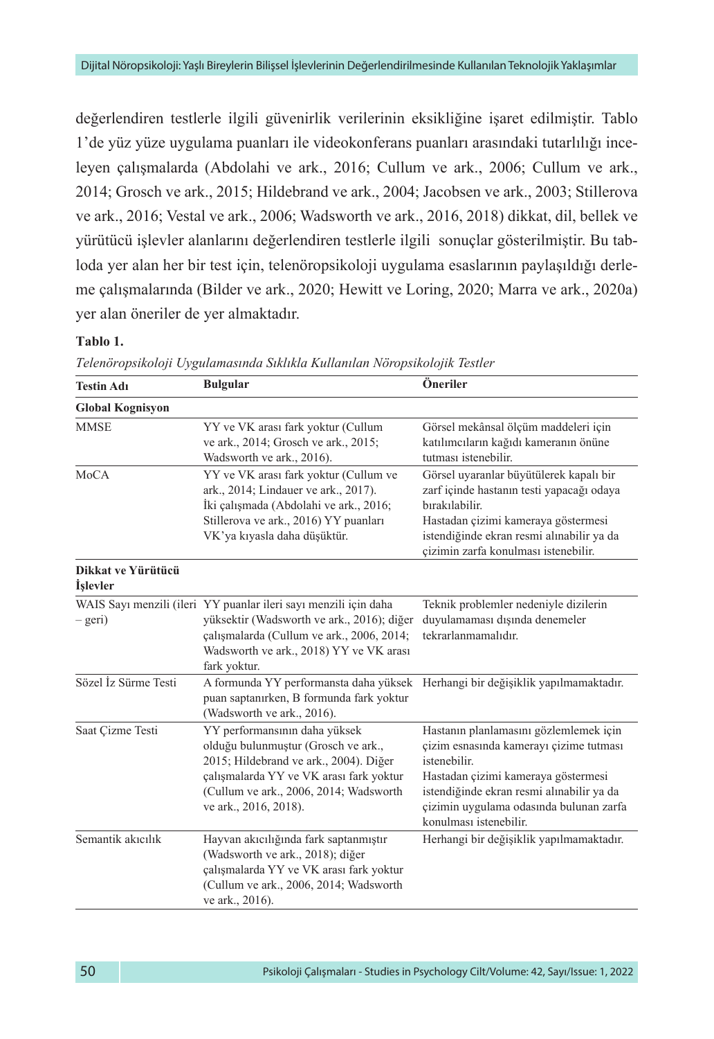değerlendiren testlerle ilgili güvenirlik verilerinin eksikliğine işaret edilmiştir. Tablo 1'de yüz yüze uygulama puanları ile videokonferans puanları arasındaki tutarlılığı inceleyen çalışmalarda (Abdolahi ve ark., 2016; Cullum ve ark., 2006; Cullum ve ark., 2014; Grosch ve ark., 2015; Hildebrand ve ark., 2004; Jacobsen ve ark., 2003; Stillerova ve ark., 2016; Vestal ve ark., 2006; Wadsworth ve ark., 2016, 2018) dikkat, dil, bellek ve yürütücü işlevler alanlarını değerlendiren testlerle ilgili sonuçlar gösterilmiştir. Bu tabloda yer alan her bir test için, telenöropsikoloji uygulama esaslarının paylaşıldığı derleme çalışmalarında (Bilder ve ark., 2020; Hewitt ve Loring, 2020; Marra ve ark., 2020a) yer alan öneriler de yer almaktadır.

**Tablo 1.**

*Telenöropsikoloji Uygulamasında Sıklıkla Kullanılan Nöropsikolojik Testler*

| Testin Adı | Bulgular | Öneriler |
|---|---|---|
| **Global Kognisyon** | | |
| MMSE | YY ve VK arası fark yoktur (Cullum ve ark., 2014; Grosch ve ark., 2015; Wadsworth ve ark., 2016). | Görsel mekânsal ölçüm maddeleri için katılımcıların kağıdı kameranın önüne tutması istenebilir. |
| MoCA | YY ve VK arası fark yoktur (Cullum ve ark., 2014; Lindauer ve ark., 2017). İki çalışmada (Abdolahi ve ark., 2016; Stillerova ve ark., 2016) YY puanları VK'ya kıyasla daha düşüktür. | Görsel uyaranlar büyütülerek kapalı bir zarf içinde hastanın testi yapacağı odaya bırakılabilir. Hastadan çizimi kameraya göstermesi istendiğinde ekran resmi alınabilir ya da çizimin zarfa konulması istenebilir. |
| **Dikkat ve Yürütücü İşlevler** | | |
| WAIS Sayı menzili (ileri – geri) | YY puanlar ileri sayı menzili için daha yüksektir (Wadsworth ve ark., 2016); diğer çalışmalarda (Cullum ve ark., 2006, 2014; Wadsworth ve ark., 2018) YY ve VK arası fark yoktur. | Teknik problemler nedeniyle dizilerin duyulamaması dışında denemeler tekrarlanmamalıdır. |
| Sözel İz Sürme Testi | A formunda YY performansta daha yüksek puan saptanırken, B formunda fark yoktur (Wadsworth ve ark., 2016). | Herhangi bir değişiklik yapılmamaktadır. |
| Saat Çizme Testi | YY performansının daha yüksek olduğu bulunmuştur (Grosch ve ark., 2015; Hildebrand ve ark., 2004). Diğer çalışmalarda YY ve VK arası fark yoktur (Cullum ve ark., 2006, 2014; Wadsworth ve ark., 2016, 2018). | Hastanın planlamasını gözlemlemek için çizim esnasında kamerayı çizime tutması istenebilir. Hastadan çizimi kameraya göstermesi istendiğinde ekran resmi alınabilir ya da çizimin uygulama odasında bulunan zarfa konulması istenebilir. |
| Semantik akıcılık | Hayvan akıcılığında fark saptanmıştır (Wadsworth ve ark., 2018); diğer çalışmalarda YY ve VK arası fark yoktur (Cullum ve ark., 2006, 2014; Wadsworth ve ark., 2016). | Herhangi bir değişiklik yapılmamaktadır. |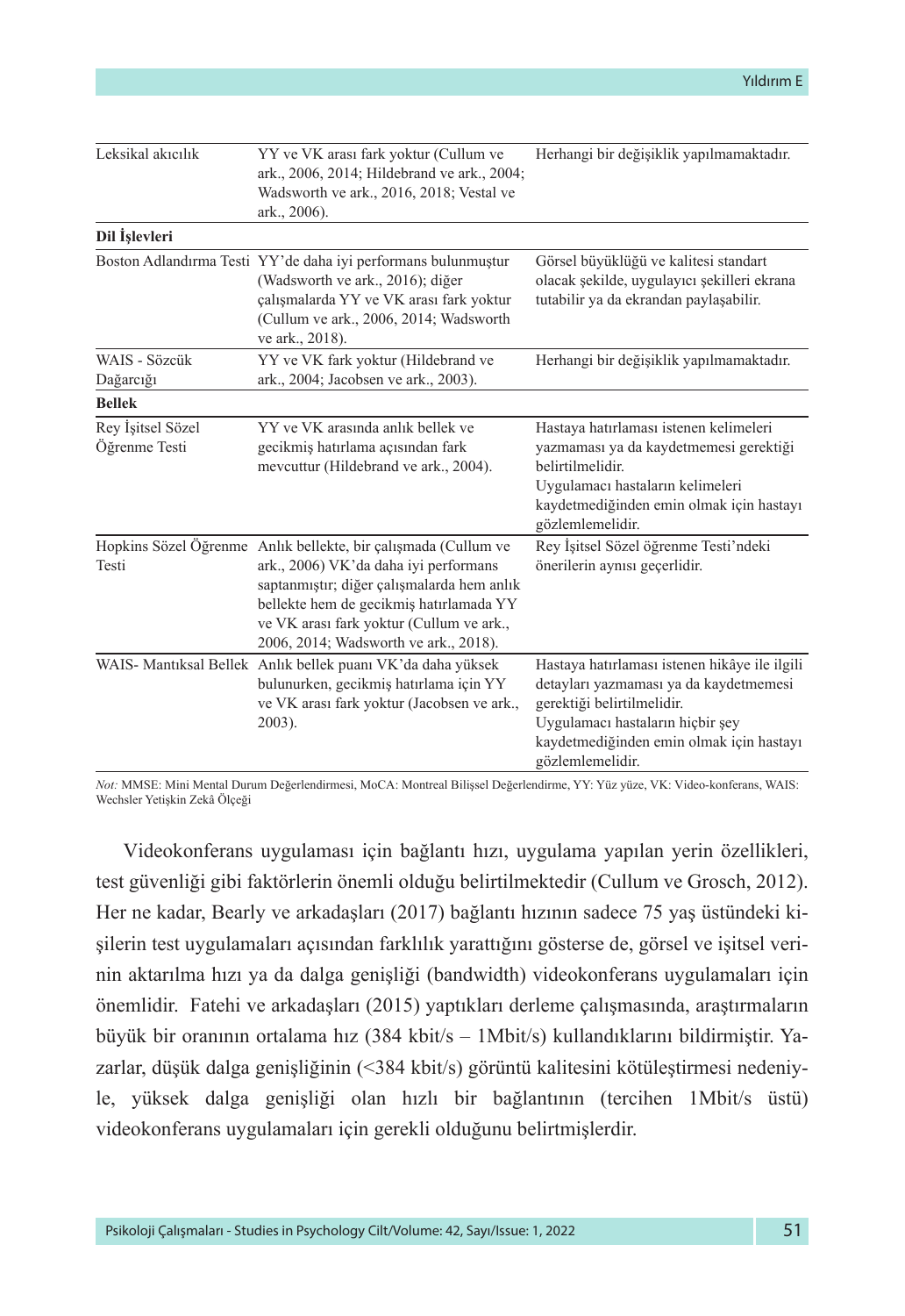| | | |
|---|---|---|
| Leksikal akıcılık | YY ve VK arası fark yoktur (Cullum ve ark., 2006, 2014; Hildebrand ve ark., 2004; Wadsworth ve ark., 2016, 2018; Vestal ve ark., 2006). | Herhangi bir değişiklik yapılmamaktadır. |
| **Dil İşlevleri** | | |
| Boston Adlandırma Testi | YY'de daha iyi performans bulunmuştur (Wadsworth ve ark., 2016); diğer çalışmalarda YY ve VK arası fark yoktur (Cullum ve ark., 2006, 2014; Wadsworth ve ark., 2018). | Görsel büyüklüğü ve kalitesi standart olacak şekilde, uygulayıcı şekilleri ekrana tutabilir ya da ekrandan paylaşabilir. |
| WAIS - Sözcük Dağarcığı | YY ve VK fark yoktur (Hildebrand ve ark., 2004; Jacobsen ve ark., 2003). | Herhangi bir değişiklik yapılmamaktadır. |
| **Bellek** | | |
| Rey İşitsel Sözel Öğrenme Testi | YY ve VK arasında anlık bellek ve gecikmiş hatırlama açısından fark mevcuttur (Hildebrand ve ark., 2004). | Hastaya hatırlaması istenen kelimeleri yazmaması ya da kaydetmemesi gerektiği belirtilmelidir. Uygulamacı hastaların kelimeleri kaydetmediğinden emin olmak için hastayı gözlemlemelidir. |
| Hopkins Sözel Öğrenme Testi | Anlık bellekte, bir çalışmada (Cullum ve ark., 2006) VK'da daha iyi performans saptanmıştır; diğer çalışmalarda hem anlık bellekte hem de gecikmiş hatırlamada YY ve VK arası fark yoktur (Cullum ve ark., 2006, 2014; Wadsworth ve ark., 2018). | Rey İşitsel Sözel öğrenme Testi'ndeki önerilerin aynısı geçerlidir. |
| WAIS- Mantıksal Bellek | Anlık bellek puanı VK'da daha yüksek bulunurken, gecikmiş hatırlama için YY ve VK arası fark yoktur (Jacobsen ve ark., 2003). | Hastaya hatırlaması istenen hikâye ile ilgili detayları yazmaması ya da kaydetmemesi gerektiği belirtilmelidir. Uygulamacı hastaların hiçbir şey kaydetmediğinden emin olmak için hastayı gözlemlemelidir. |

*Not:* MMSE: Mini Mental Durum Değerlendirmesi, MoCA: Montreal Bilişsel Değerlendirme, YY: Yüz yüze, VK: Video-konferans, WAIS: Wechsler Yetişkin Zekâ Ölçeği

Videokonferans uygulaması için bağlantı hızı, uygulama yapılan yerin özellikleri, test güvenliği gibi faktörlerin önemli olduğu belirtilmektedir (Cullum ve Grosch, 2012). Her ne kadar, Bearly ve arkadaşları (2017) bağlantı hızının sadece 75 yaş üstündeki kişilerin test uygulamaları açısından farklılık yarattığını gösterse de, görsel ve işitsel verinin aktarılma hızı ya da dalga genişliği (bandwidth) videokonferans uygulamaları için önemlidir. Fatehi ve arkadaşları (2015) yaptıkları derleme çalışmasında, araştırmaların büyük bir oranının ortalama hız (384 kbit/s – 1Mbit/s) kullandıklarını bildirmiştir. Yazarlar, düşük dalga genişliğinin (<384 kbit/s) görüntü kalitesini kötüleştirmesi nedeniyle, yüksek dalga genişliği olan hızlı bir bağlantının (tercihen 1Mbit/s üstü) videokonferans uygulamaları için gerekli olduğunu belirtmişlerdir.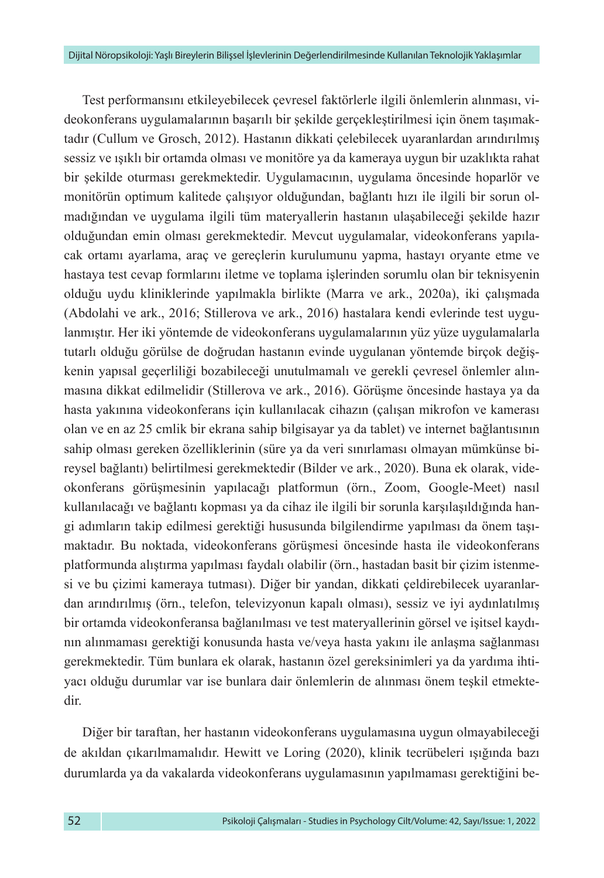Test performansını etkileyebilecek çevresel faktörlerle ilgili önlemlerin alınması, videokonferans uygulamalarının başarılı bir şekilde gerçekleştirilmesi için önem taşımaktadır (Cullum ve Grosch, 2012). Hastanın dikkati çelebilecek uyaranlardan arındırılmış sessiz ve ışıklı bir ortamda olması ve monitöre ya da kameraya uygun bir uzaklıkta rahat bir şekilde oturması gerekmektedir. Uygulamacının, uygulama öncesinde hoparlör ve monitörün optimum kalitede çalışıyor olduğundan, bağlantı hızı ile ilgili bir sorun olmadığından ve uygulama ilgili tüm materyallerin hastanın ulaşabileceği şekilde hazır olduğundan emin olması gerekmektedir. Mevcut uygulamalar, videokonferans yapılacak ortamı ayarlama, araç ve gereçlerin kurulumunu yapma, hastayı oryante etme ve hastaya test cevap formlarını iletme ve toplama işlerinden sorumlu olan bir teknisyenin olduğu uydu kliniklerinde yapılmakla birlikte (Marra ve ark., 2020a), iki çalışmada (Abdolahi ve ark., 2016; Stillerova ve ark., 2016) hastalara kendi evlerinde test uygulanmıştır. Her iki yöntemde de videokonferans uygulamalarının yüz yüze uygulamalarla tutarlı olduğu görülse de doğrudan hastanın evinde uygulanan yöntemde birçok değişkenin yapısal geçerliliği bozabileceği unutulmamalı ve gerekli çevresel önlemler alınmasına dikkat edilmelidir (Stillerova ve ark., 2016). Görüşme öncesinde hastaya ya da hasta yakınına videokonferans için kullanılacak cihazın (çalışan mikrofon ve kamerası olan ve en az 25 cmlik bir ekrana sahip bilgisayar ya da tablet) ve internet bağlantısının sahip olması gereken özelliklerinin (süre ya da veri sınırlaması olmayan mümkünse bireysel bağlantı) belirtilmesi gerekmektedir (Bilder ve ark., 2020). Buna ek olarak, videokonferans görüşmesinin yapılacağı platformun (örn., Zoom, Google-Meet) nasıl kullanılacağı ve bağlantı kopması ya da cihaz ile ilgili bir sorunla karşılaşıldığında hangi adımların takip edilmesi gerektiği hususunda bilgilendirme yapılması da önem taşımaktadır. Bu noktada, videokonferans görüşmesi öncesinde hasta ile videokonferans platformunda alıştırma yapılması faydalı olabilir (örn., hastadan basit bir çizim istenmesi ve bu çizimi kameraya tutması). Diğer bir yandan, dikkati çeldirebilecek uyaranlardan arındırılmış (örn., telefon, televizyonun kapalı olması), sessiz ve iyi aydınlatılmış bir ortamda videokonferansa bağlanılması ve test materyallerinin görsel ve işitsel kaydının alınmaması gerektiği konusunda hasta ve/veya hasta yakını ile anlaşma sağlanması gerekmektedir. Tüm bunlara ek olarak, hastanın özel gereksinimleri ya da yardıma ihtiyacı olduğu durumlar var ise bunlara dair önlemlerin de alınması önem teşkil etmektedir.

Diğer bir taraftan, her hastanın videokonferans uygulamasına uygun olmayabileceği de akıldan çıkarılmamalıdır. Hewitt ve Loring (2020), klinik tecrübeleri ışığında bazı durumlarda ya da vakalarda videokonferans uygulamasının yapılmaması gerektiğini be-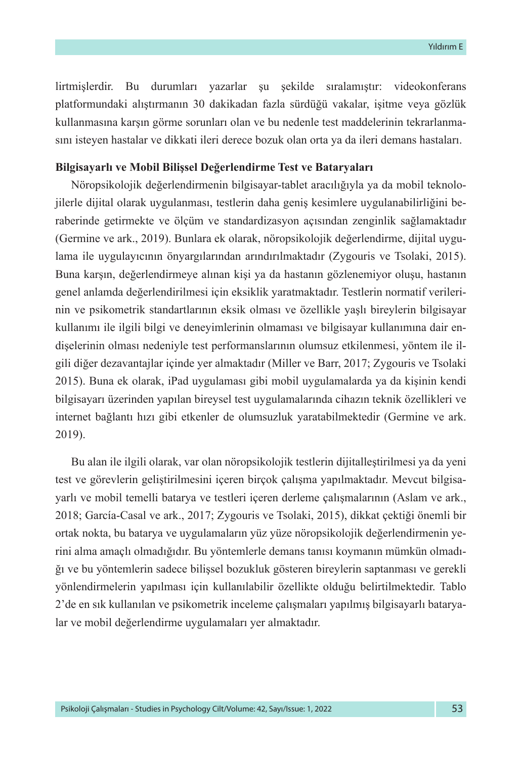lirtmişlerdir. Bu durumları yazarlar şu şekilde sıralamıştır: videokonferans platformundaki alıştırmanın 30 dakikadan fazla sürdüğü vakalar, işitme veya gözlük kullanmasına karşın görme sorunları olan ve bu nedenle test maddelerinin tekrarlanmasını isteyen hastalar ve dikkati ileri derece bozuk olan orta ya da ileri demans hastaları.

**Bilgisayarlı ve Mobil Bilişsel Değerlendirme Test ve Bataryaları**

Nöropsikolojik değerlendirmenin bilgisayar-tablet aracılığıyla ya da mobil teknolojilerle dijital olarak uygulanması, testlerin daha geniş kesimlere uygulanabilirliğini beraberinde getirmekte ve ölçüm ve standardizasyon açısından zenginlik sağlamaktadır (Germine ve ark., 2019). Bunlara ek olarak, nöropsikolojik değerlendirme, dijital uygulama ile uygulayıcının önyargılarından arındırılmaktadır (Zygouris ve Tsolaki, 2015). Buna karşın, değerlendirmeye alınan kişi ya da hastanın gözlenemiyor oluşu, hastanın genel anlamda değerlendirilmesi için eksiklik yaratmaktadır. Testlerin normatif verilerinin ve psikometrik standartlarının eksik olması ve özellikle yaşlı bireylerin bilgisayar kullanımı ile ilgili bilgi ve deneyimlerinin olmaması ve bilgisayar kullanımına dair endişelerinin olması nedeniyle test performanslarının olumsuz etkilenmesi, yöntem ile ilgili diğer dezavantajlar içinde yer almaktadır (Miller ve Barr, 2017; Zygouris ve Tsolaki 2015). Buna ek olarak, iPad uygulaması gibi mobil uygulamalarda ya da kişinin kendi bilgisayarı üzerinden yapılan bireysel test uygulamalarında cihazın teknik özellikleri ve internet bağlantı hızı gibi etkenler de olumsuzluk yaratabilmektedir (Germine ve ark. 2019).

Bu alan ile ilgili olarak, var olan nöropsikolojik testlerin dijitalleştirilmesi ya da yeni test ve görevlerin geliştirilmesini içeren birçok çalışma yapılmaktadır. Mevcut bilgisayarlı ve mobil temelli batarya ve testleri içeren derleme çalışmalarının (Aslam ve ark., 2018; García-Casal ve ark., 2017; Zygouris ve Tsolaki, 2015), dikkat çektiği önemli bir ortak nokta, bu batarya ve uygulamaların yüz yüze nöropsikolojik değerlendirmenin yerini alma amaçlı olmadığıdır. Bu yöntemlerle demans tanısı koymanın mümkün olmadığı ve bu yöntemlerin sadece bilişsel bozukluk gösteren bireylerin saptanması ve gerekli yönlendirmelerin yapılması için kullanılabilir özellikte olduğu belirtilmektedir. Tablo 2'de en sık kullanılan ve psikometrik inceleme çalışmaları yapılmış bilgisayarlı bataryalar ve mobil değerlendirme uygulamaları yer almaktadır.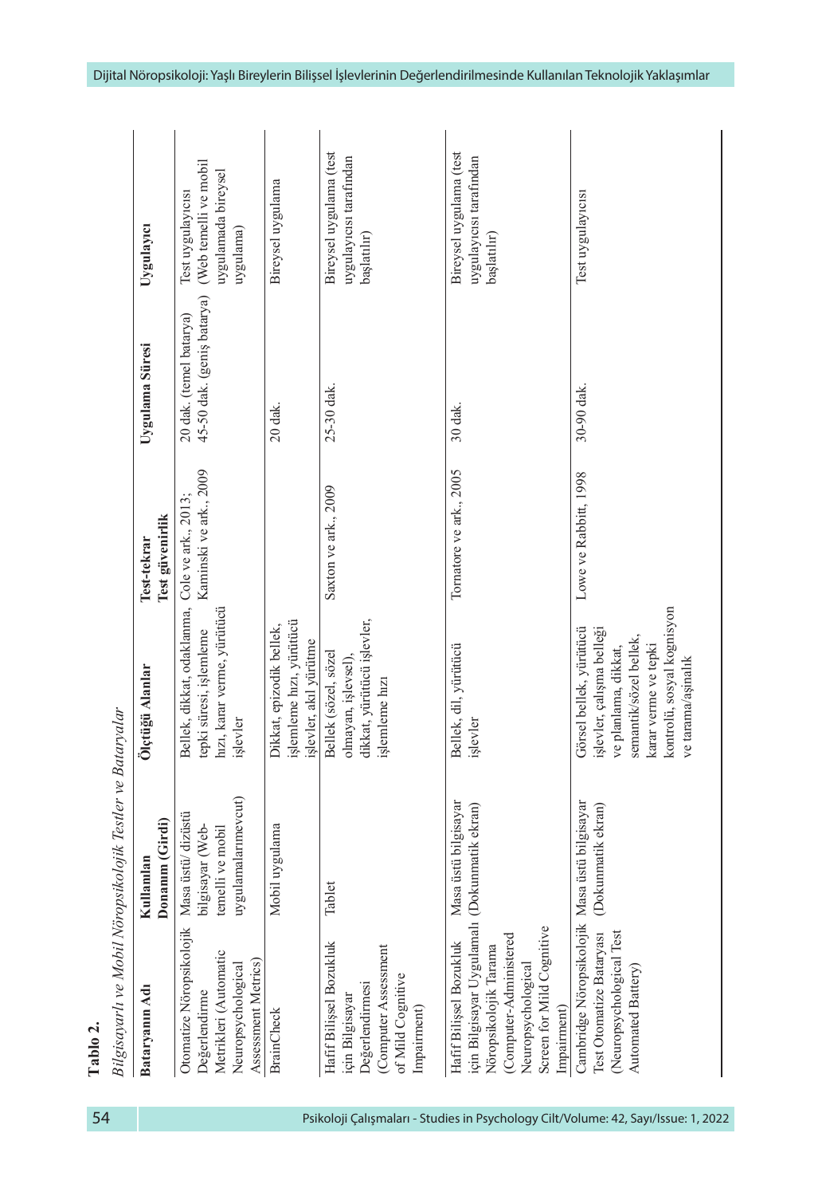**Tablo 2.**

*Bilgisayarlı ve Mobil Nöropsikolojik Testler ve Bataryalar*

| Bataryanın Adı | Kullanılan Donanım (Girdi) | Ölçtüğü Alanlar | Test-tekrar Test güvenirlik | Uygulama Süresi | Uygulayıcı |
|---|---|---|---|---|---|
| Otomatize Nöropsikolojik Değerlendirme Metrikleri (Automatic Neuropsychological Assessment Metrics) | Masa üstü/ dizüstü bilgisayar (Web-temelli ve mobil uygulamalarımevcut) | Bellek, dikkat, odaklanma, tepki süresi, işlemleme hızı, karar verme, yürütücü işlevler | Cole ve ark., 2013; Kaminski ve ark., 2009 | 20 dak. (temel batarya) 45-50 dak. (geniş batarya) | Test uygulayıcısı (Web temelli ve mobil uygulamada bireysel uygulama) |
| BrainCheck | Mobil uygulama | Dikkat, epizodik bellek, işlemleme hızı, yürütücü işlevler, akıl yürütme | | 20 dak. | Bireysel uygulama |
| Hafif Bilişsel Bozukluk için Bilgisayar Değerlendirmesi (Computer Assessment of Mild Cognitive Impairment) | Tablet | Bellek (sözel, sözel olmayan, işlevsel), dikkat, yürütücü işlevler, işlemleme hızı | Saxton ve ark., 2009 | 25-30 dak. | Bireysel uygulama (test uygulayıcısı tarafından başlatılır) |
| Hafif Bilişsel Bozukluk için Bilgisayar Uygulamalı Nöropsikolojik Tarama (Computer-Administered Neuropsychological Screen for Mild Cognitive Impairment) | Masa üstü bilgisayar (Dokunmatik ekran) | Bellek, dil, yürütücü işlevler | Tornatore ve ark., 2005 | 30 dak. | Bireysel uygulama (test uygulayıcısı tarafından başlatılır) |
| Cambridge Nöropsikolojik Test Otomatize Bataryası (Neuropsychological Test Automated Battery) | Masa üstü bilgisayar (Dokunmatik ekran) | Görsel bellek, yürütücü işlevler, çalışma belleği ve planlama, dikkat, semantik/sözel bellek, karar verme ve tepki kontrolü, sosyal kognisyon ve tarama/aşinalık | Lowe ve Rabbitt, 1998 | 30-90 dak. | Test uygulayıcısı |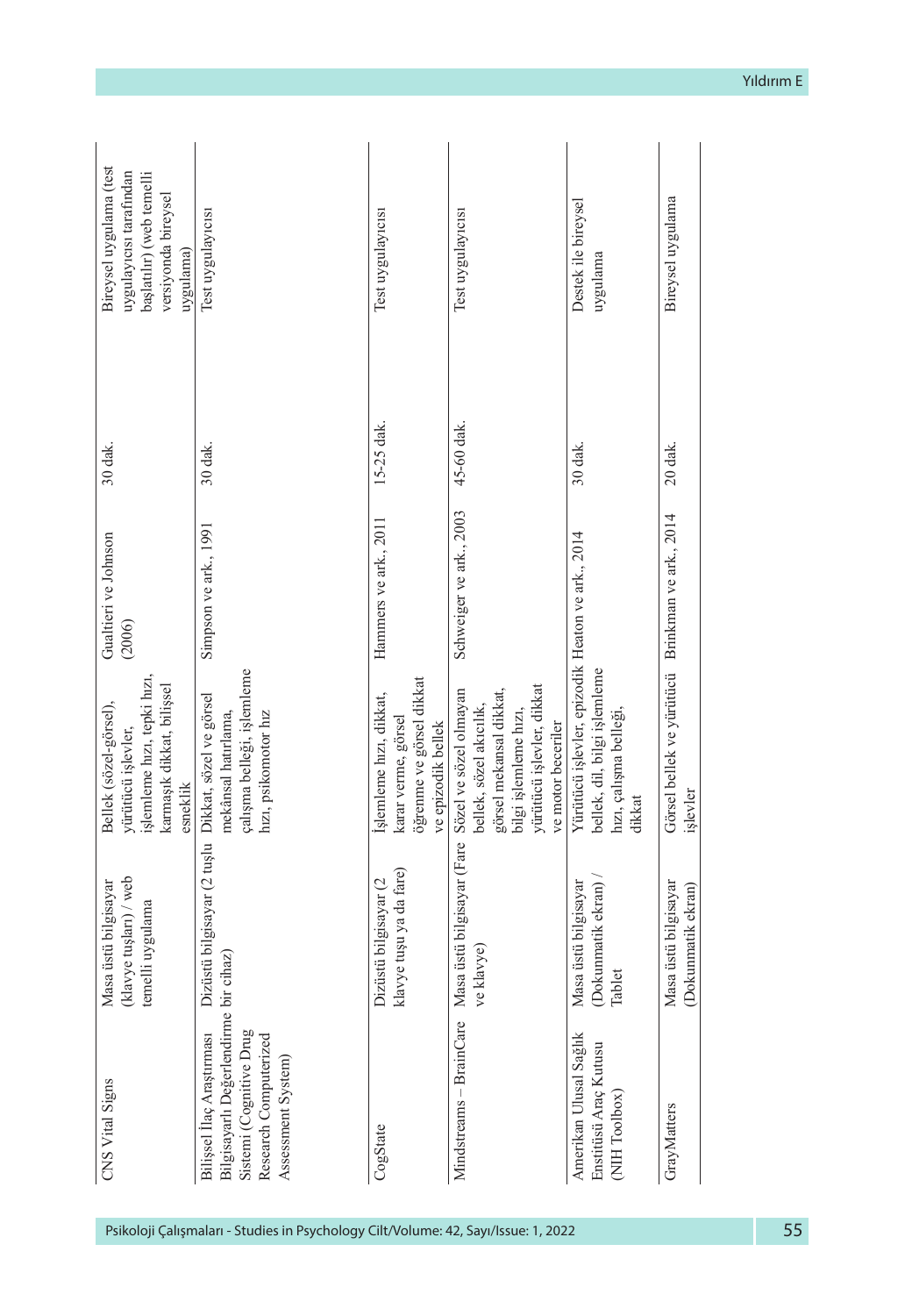| | | | | | |
|---|---|---|---|---|---|
| CNS Vital Signs | Masa üstü bilgisayar (klavye tuşları) / web temelli uygulama | Bellek (sözel-görsel), yürütücü işlevler, işlemleme hızı, tepki hızı, karmaşık dikkat, bilişsel esneklik | Gualtieri ve Johnson (2006) | 30 dak. | Bireysel uygulama (test uygulayıcısı tarafından başlatılır) (web temelli versiyonda bireysel uygulama) |
| Bilişsel İlaç Araştırması Bilgisayarlı Değerlendirme Sistemi (Cognitive Drug Research Computerized Assessment System) | Dizüstü bilgisayar (2 tuşlu bir cihaz) | Dikkat, sözel ve görsel mekânsal hatırlama, çalışma belleği, işlemleme hızı, psikomotor hız | Simpson ve ark., 1991 | 30 dak. | Test uygulayıcısı |
| CogState | Dizüstü bilgisayar (2 klavye tuşu ya da fare) | İşlemleme hızı, dikkat, karar verme, görsel öğrenme ve görsel dikkat ve epizodik bellek | Hammers ve ark., 2011 | 15-25 dak. | Test uygulayıcısı |
| Mindstreams – BrainCare | Masa üstü bilgisayar (Fare ve klavye) | Sözel ve sözel olmayan bellek, sözel akıcılık, görsel mekansal dikkat, bilgi işlemleme hızı, yürütücü işlevler, dikkat ve motor beceriler | Schweiger ve ark., 2003 | 45-60 dak. | Test uygulayıcısı |
| Amerikan Ulusal Sağlık Enstitüsü Araç Kutusu (NIH Toolbox) | Masa üstü bilgisayar (Dokunmatik ekran) / Tablet | Yürütücü işlevler, epizodik bellek, dil, bilgi işlemleme hızı, çalışma belleği, dikkat | Heaton ve ark., 2014 | 30 dak. | Destek ile bireysel uygulama |
| GrayMatters | Masa üstü bilgisayar (Dokunmatik ekran) | Görsel bellek ve yürütücü işlevler | Brinkman ve ark., 2014 | 20 dak. | Bireysel uygulama |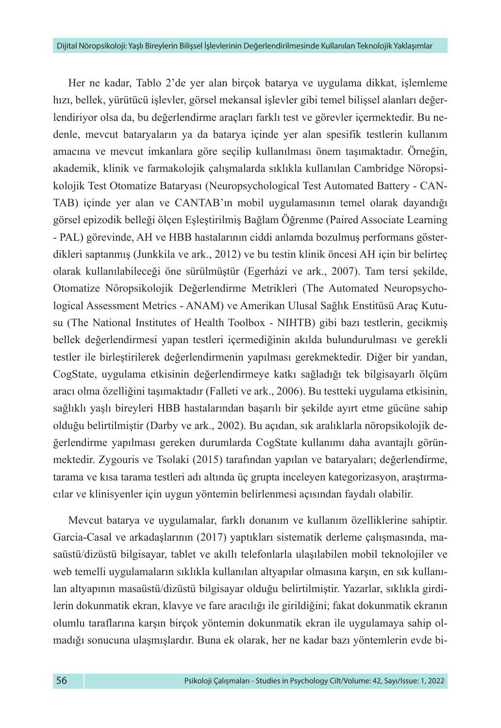Her ne kadar, Tablo 2'de yer alan birçok batarya ve uygulama dikkat, işlemleme hızı, bellek, yürütücü işlevler, görsel mekansal işlevler gibi temel bilişsel alanları değerlendiriyor olsa da, bu değerlendirme araçları farklı test ve görevler içermektedir. Bu nedenle, mevcut bataryaların ya da batarya içinde yer alan spesifik testlerin kullanım amacına ve mevcut imkanlara göre seçilip kullanılması önem taşımaktadır. Örneğin, akademik, klinik ve farmakolojik çalışmalarda sıklıkla kullanılan Cambridge Nöropsikolojik Test Otomatize Bataryası (Neuropsychological Test Automated Battery - CANTAB) içinde yer alan ve CANTAB'ın mobil uygulamasının temel olarak dayandığı görsel epizodik belleği ölçen Eşleştirilmiş Bağlam Öğrenme (Paired Associate Learning - PAL) görevinde, AH ve HBB hastalarının ciddi anlamda bozulmuş performans gösterdikleri saptanmış (Junkkila ve ark., 2012) ve bu testin klinik öncesi AH için bir belirteç olarak kullanılabileceği öne sürülmüştür (Egerházi ve ark., 2007). Tam tersi şekilde, Otomatize Nöropsikolojik Değerlendirme Metrikleri (The Automated Neuropsychological Assessment Metrics - ANAM) ve Amerikan Ulusal Sağlık Enstitüsü Araç Kutusu (The National Institutes of Health Toolbox - NIHTB) gibi bazı testlerin, gecikmiş bellek değerlendirmesi yapan testleri içermediğinin akılda bulundurulması ve gerekli testler ile birleştirilerek değerlendirmenin yapılması gerekmektedir. Diğer bir yandan, CogState, uygulama etkisinin değerlendirmeye katkı sağladığı tek bilgisayarlı ölçüm aracı olma özelliğini taşımaktadır (Falleti ve ark., 2006). Bu testteki uygulama etkisinin, sağlıklı yaşlı bireyleri HBB hastalarından başarılı bir şekilde ayırt etme gücüne sahip olduğu belirtilmiştir (Darby ve ark., 2002). Bu açıdan, sık aralıklarla nöropsikolojik değerlendirme yapılması gereken durumlarda CogState kullanımı daha avantajlı görünmektedir. Zygouris ve Tsolaki (2015) tarafından yapılan ve bataryaları; değerlendirme, tarama ve kısa tarama testleri adı altında üç grupta inceleyen kategorizasyon, araştırmacılar ve klinisyenler için uygun yöntemin belirlenmesi açısından faydalı olabilir.

Mevcut batarya ve uygulamalar, farklı donanım ve kullanım özelliklerine sahiptir. Garcia-Casal ve arkadaşlarının (2017) yaptıkları sistematik derleme çalışmasında, masaüstü/dizüstü bilgisayar, tablet ve akıllı telefonlarla ulaşılabilen mobil teknolojiler ve web temelli uygulamaların sıklıkla kullanılan altyapılar olmasına karşın, en sık kullanılan altyapının masaüstü/dizüstü bilgisayar olduğu belirtilmiştir. Yazarlar, sıklıkla girdilerin dokunmatik ekran, klavye ve fare aracılığı ile girildiğini; fakat dokunmatik ekranın olumlu taraflarına karşın birçok yöntemin dokunmatik ekran ile uygulamaya sahip olmadığı sonucuna ulaşmışlardır. Buna ek olarak, her ne kadar bazı yöntemlerin evde bi-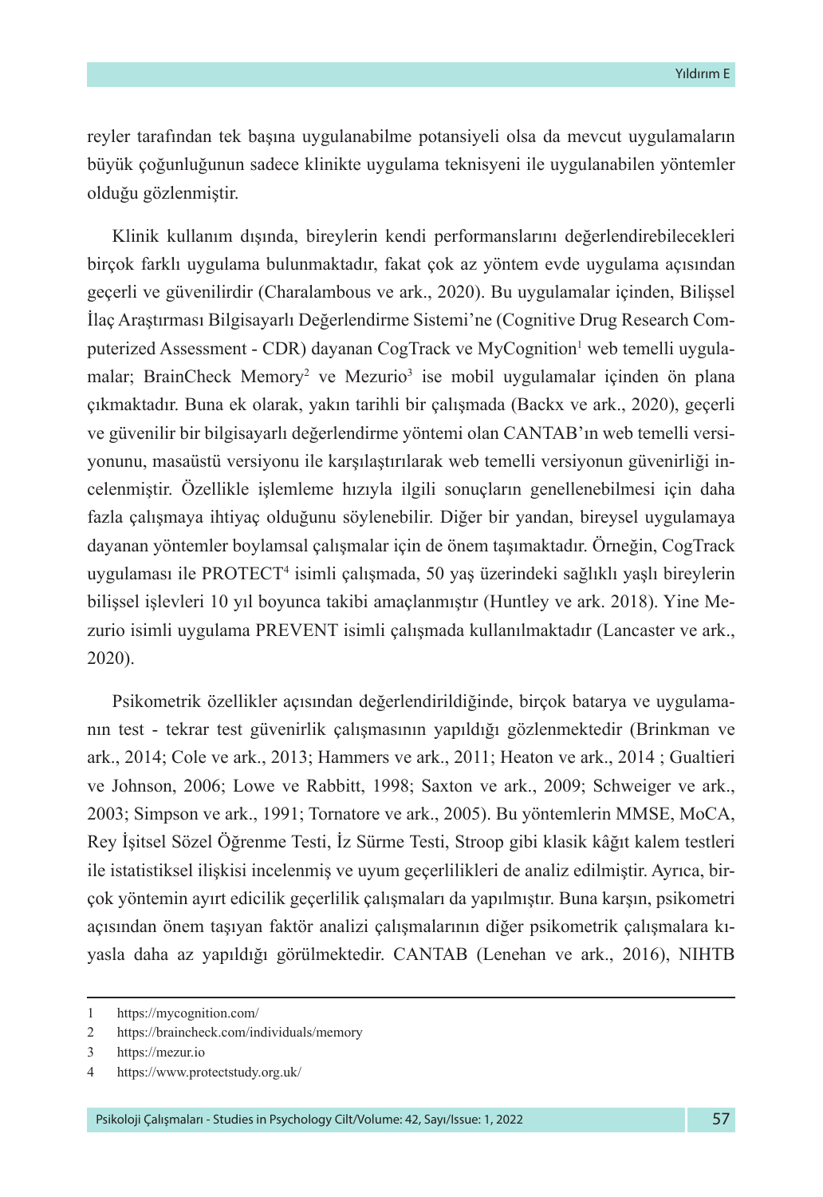reyler tarafından tek başına uygulanabilme potansiyeli olsa da mevcut uygulamaların büyük çoğunluğunun sadece klinikte uygulama teknisyeni ile uygulanabilen yöntemler olduğu gözlenmiştir.

Klinik kullanım dışında, bireylerin kendi performanslarını değerlendirebilecekleri birçok farklı uygulama bulunmaktadır, fakat çok az yöntem evde uygulama açısından geçerli ve güvenilirdir (Charalambous ve ark., 2020). Bu uygulamalar içinden, Bilişsel İlaç Araştırması Bilgisayarlı Değerlendirme Sistemi'ne (Cognitive Drug Research Computerized Assessment - CDR) dayanan CogTrack ve MyCognition[1] web temelli uygulamalar; BrainCheck Memory[2] ve Mezurio[3] ise mobil uygulamalar içinden ön plana çıkmaktadır. Buna ek olarak, yakın tarihli bir çalışmada (Backx ve ark., 2020), geçerli ve güvenilir bir bilgisayarlı değerlendirme yöntemi olan CANTAB'ın web temelli versiyonunu, masaüstü versiyonu ile karşılaştırılarak web temelli versiyonun güvenirliği incelenmiştir. Özellikle işlemleme hızıyla ilgili sonuçların genellenebilmesi için daha fazla çalışmaya ihtiyaç olduğunu söylenebilir. Diğer bir yandan, bireysel uygulamaya dayanan yöntemler boylamsal çalışmalar için de önem taşımaktadır. Örneğin, CogTrack uygulaması ile PROTECT[4] isimli çalışmada, 50 yaş üzerindeki sağlıklı yaşlı bireylerin bilişsel işlevleri 10 yıl boyunca takibi amaçlanmıştır (Huntley ve ark. 2018). Yine Mezurio isimli uygulama PREVENT isimli çalışmada kullanılmaktadır (Lancaster ve ark., 2020).

Psikometrik özellikler açısından değerlendirildiğinde, birçok batarya ve uygulamanın test - tekrar test güvenirlik çalışmasının yapıldığı gözlenmektedir (Brinkman ve ark., 2014; Cole ve ark., 2013; Hammers ve ark., 2011; Heaton ve ark., 2014 ; Gualtieri ve Johnson, 2006; Lowe ve Rabbitt, 1998; Saxton ve ark., 2009; Schweiger ve ark., 2003; Simpson ve ark., 1991; Tornatore ve ark., 2005). Bu yöntemlerin MMSE, MoCA, Rey İşitsel Sözel Öğrenme Testi, İz Sürme Testi, Stroop gibi klasik kâğıt kalem testleri ile istatistiksel ilişkisi incelenmiş ve uyum geçerlilikleri de analiz edilmiştir. Ayrıca, birçok yöntemin ayırt edicilik geçerlilik çalışmaları da yapılmıştır. Buna karşın, psikometri açısından önem taşıyan faktör analizi çalışmalarının diğer psikometrik çalışmalara kıyasla daha az yapıldığı görülmektedir. CANTAB (Lenehan ve ark., 2016), NIHTB

---

1 https://mycognition.com/

2 https://braincheck.com/individuals/memory

3 https://mezur.io

4 https://www.protectstudy.org.uk/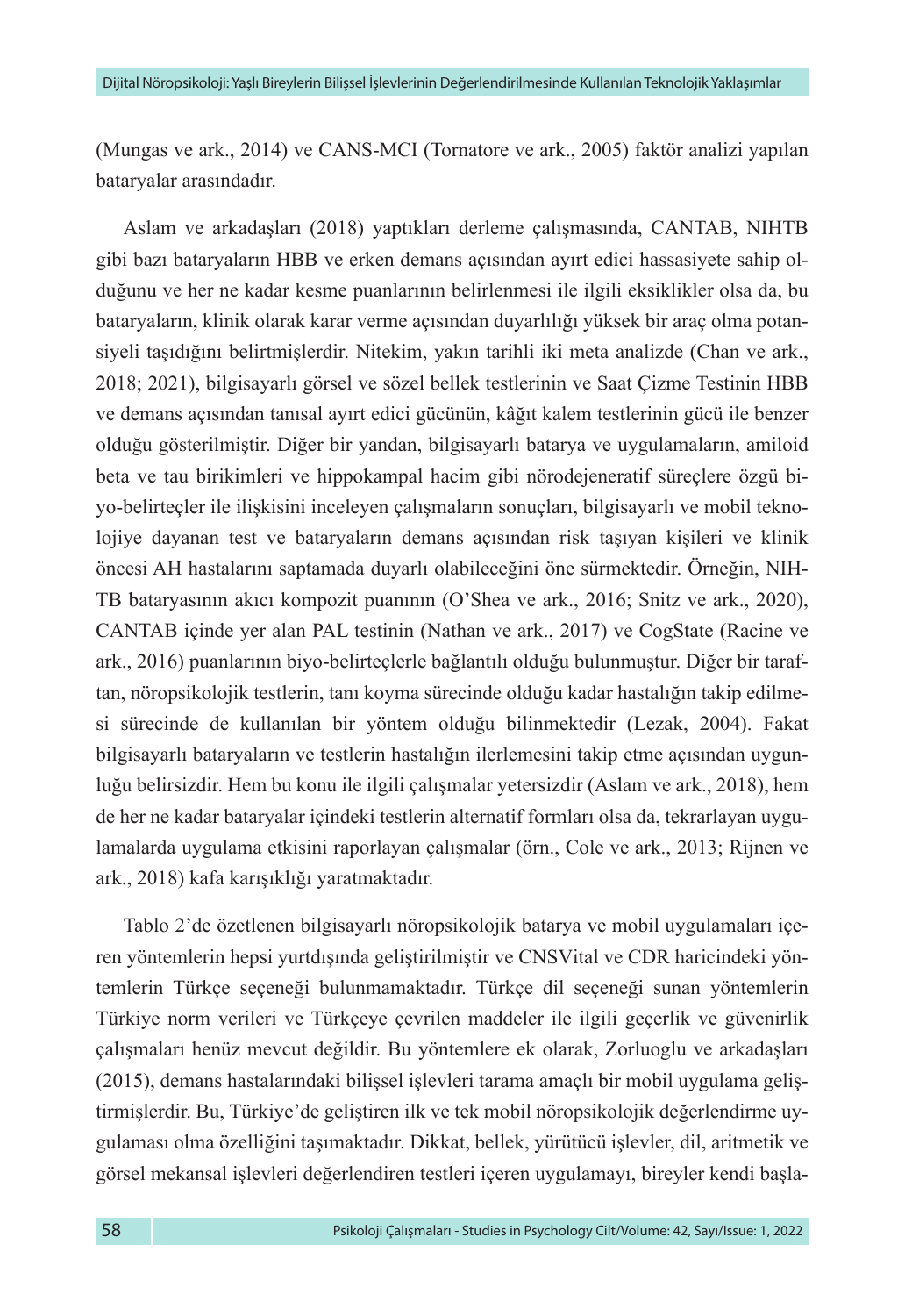(Mungas ve ark., 2014) ve CANS-MCI (Tornatore ve ark., 2005) faktör analizi yapılan bataryalar arasındadır.

Aslam ve arkadaşları (2018) yaptıkları derleme çalışmasında, CANTAB, NIHTB gibi bazı bataryaların HBB ve erken demans açısından ayırt edici hassasiyete sahip olduğunu ve her ne kadar kesme puanlarının belirlenmesi ile ilgili eksiklikler olsa da, bu bataryaların, klinik olarak karar verme açısından duyarlılığı yüksek bir araç olma potansiyeli taşıdığını belirtmişlerdir. Nitekim, yakın tarihli iki meta analizde (Chan ve ark., 2018; 2021), bilgisayarlı görsel ve sözel bellek testlerinin ve Saat Çizme Testinin HBB ve demans açısından tanısal ayırt edici gücünün, kâğıt kalem testlerinin gücü ile benzer olduğu gösterilmiştir. Diğer bir yandan, bilgisayarlı batarya ve uygulamaların, amiloid beta ve tau birikimleri ve hippokampal hacim gibi nörodejeneratif süreçlere özgü biyo-belirteçler ile ilişkisini inceleyen çalışmaların sonuçları, bilgisayarlı ve mobil teknolojiye dayanan test ve bataryaların demans açısından risk taşıyan kişileri ve klinik öncesi AH hastalarını saptamada duyarlı olabileceğini öne sürmektedir. Örneğin, NIH-TB bataryasının akıcı kompozit puanının (O'Shea ve ark., 2016; Snitz ve ark., 2020), CANTAB içinde yer alan PAL testinin (Nathan ve ark., 2017) ve CogState (Racine ve ark., 2016) puanlarının biyo-belirteçlerle bağlantılı olduğu bulunmuştur. Diğer bir taraftan, nöropsikolojik testlerin, tanı koyma sürecinde olduğu kadar hastalığın takip edilmesi sürecinde de kullanılan bir yöntem olduğu bilinmektedir (Lezak, 2004). Fakat bilgisayarlı bataryaların ve testlerin hastalığın ilerlemesini takip etme açısından uygunluğu belirsizdir. Hem bu konu ile ilgili çalışmalar yetersizdir (Aslam ve ark., 2018), hem de her ne kadar bataryalar içindeki testlerin alternatif formları olsa da, tekrarlayan uygulamalarda uygulama etkisini raporlayan çalışmalar (örn., Cole ve ark., 2013; Rijnen ve ark., 2018) kafa karışıklığı yaratmaktadır.

Tablo 2'de özetlenen bilgisayarlı nöropsikolojik batarya ve mobil uygulamaları içeren yöntemlerin hepsi yurtdışında geliştirilmiştir ve CNSVital ve CDR haricindeki yöntemlerin Türkçe seçeneği bulunmamaktadır. Türkçe dil seçeneği sunan yöntemlerin Türkiye norm verileri ve Türkçeye çevrilen maddeler ile ilgili geçerlik ve güvenirlik çalışmaları henüz mevcut değildir. Bu yöntemlere ek olarak, Zorluoglu ve arkadaşları (2015), demans hastalarındaki bilişsel işlevleri tarama amaçlı bir mobil uygulama geliştirmişlerdir. Bu, Türkiye'de geliştiren ilk ve tek mobil nöropsikolojik değerlendirme uygulaması olma özelliğini taşımaktadır. Dikkat, bellek, yürütücü işlevler, dil, aritmetik ve görsel mekansal işlevleri değerlendiren testleri içeren uygulamayı, bireyler kendi başla-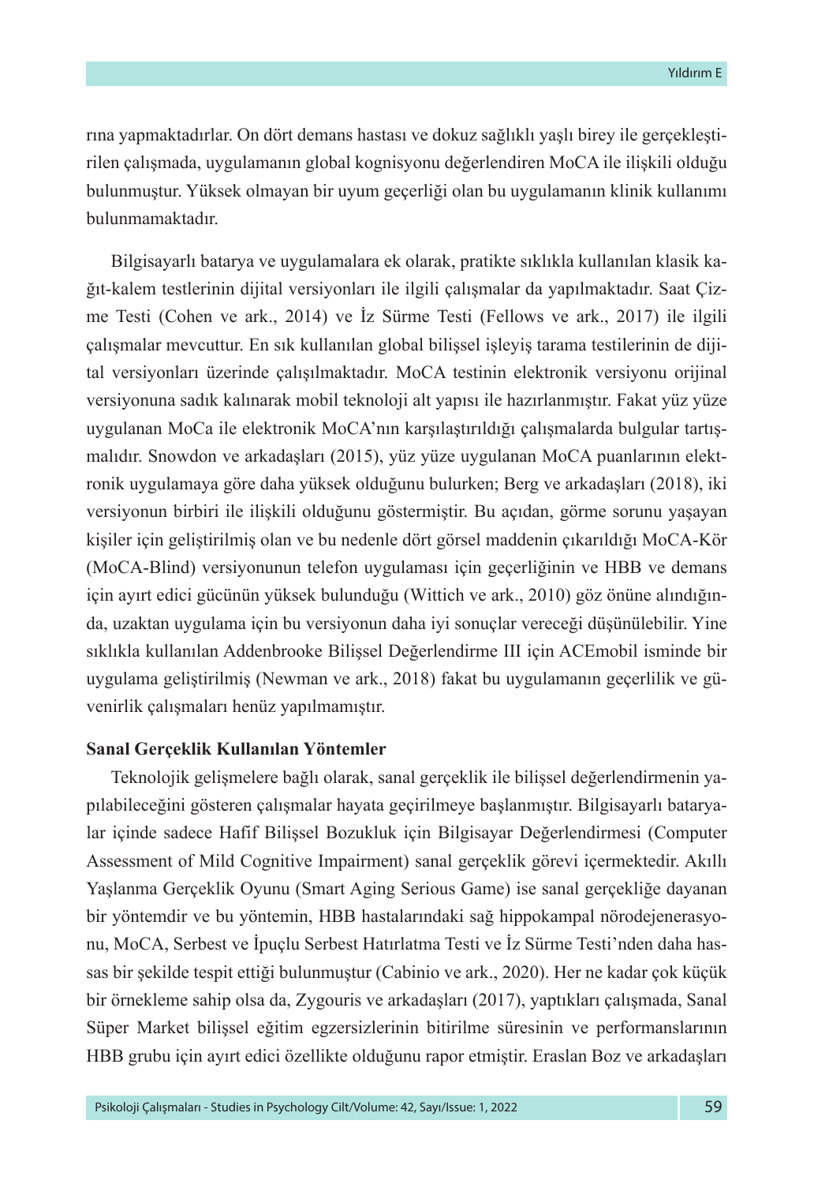rına yapmaktadırlar. On dört demans hastası ve dokuz sağlıklı yaşlı birey ile gerçekleştirilen çalışmada, uygulamanın global kognisyonu değerlendiren MoCA ile ilişkili olduğu bulunmuştur. Yüksek olmayan bir uyum geçerliği olan bu uygulamanın klinik kullanımı bulunmamaktadır.

Bilgisayarlı batarya ve uygulamalara ek olarak, pratikte sıklıkla kullanılan klasik kağıt-kalem testlerinin dijital versiyonları ile ilgili çalışmalar da yapılmaktadır. Saat Çizme Testi (Cohen ve ark., 2014) ve İz Sürme Testi (Fellows ve ark., 2017) ile ilgili çalışmalar mevcuttur. En sık kullanılan global bilişsel işleyiş tarama testilerinin de dijital versiyonları üzerinde çalışılmaktadır. MoCA testinin elektronik versiyonu orijinal versiyonuna sadık kalınarak mobil teknoloji alt yapısı ile hazırlanmıştır. Fakat yüz yüze uygulanan MoCa ile elektronik MoCA'nın karşılaştırıldığı çalışmalarda bulgular tartışmalıdır. Snowdon ve arkadaşları (2015), yüz yüze uygulanan MoCA puanlarının elektronik uygulamaya göre daha yüksek olduğunu bulurken; Berg ve arkadaşları (2018), iki versiyonun birbiri ile ilişkili olduğunu göstermiştir. Bu açıdan, görme sorunu yaşayan kişiler için geliştirilmiş olan ve bu nedenle dört görsel maddenin çıkarıldığı MoCA-Kör (MoCA-Blind) versiyonunun telefon uygulaması için geçerliğinin ve HBB ve demans için ayırt edici gücünün yüksek bulunduğu (Wittich ve ark., 2010) göz önüne alındığında, uzaktan uygulama için bu versiyonun daha iyi sonuçlar vereceği düşünülebilir. Yine sıklıkla kullanılan Addenbrooke Bilişsel Değerlendirme III için ACEmobil isminde bir uygulama geliştirilmiş (Newman ve ark., 2018) fakat bu uygulamanın geçerlilik ve güvenirlik çalışmaları henüz yapılmamıştır.

**Sanal Gerçeklik Kullanılan Yöntemler**

Teknolojik gelişmelere bağlı olarak, sanal gerçeklik ile bilişsel değerlendirmenin yapılabileceğini gösteren çalışmalar hayata geçirilmeye başlanmıştır. Bilgisayarlı bataryalar içinde sadece Hafif Bilişsel Bozukluk için Bilgisayar Değerlendirmesi (Computer Assessment of Mild Cognitive Impairment) sanal gerçeklik görevi içermektedir. Akıllı Yaşlanma Gerçeklik Oyunu (Smart Aging Serious Game) ise sanal gerçekliğe dayanan bir yöntemdir ve bu yöntemin, HBB hastalarındaki sağ hippokampal nörodejenerasyonu, MoCA, Serbest ve İpuçlu Serbest Hatırlatma Testi ve İz Sürme Testi'nden daha hassas bir şekilde tespit ettiği bulunmuştur (Cabinio ve ark., 2020). Her ne kadar çok küçük bir örnekleme sahip olsa da, Zygouris ve arkadaşları (2017), yaptıkları çalışmada, Sanal Süper Market bilişsel eğitim egzersizlerinin bitirilme süresinin ve performanslarının HBB grubu için ayırt edici özellikte olduğunu rapor etmiştir. Eraslan Boz ve arkadaşları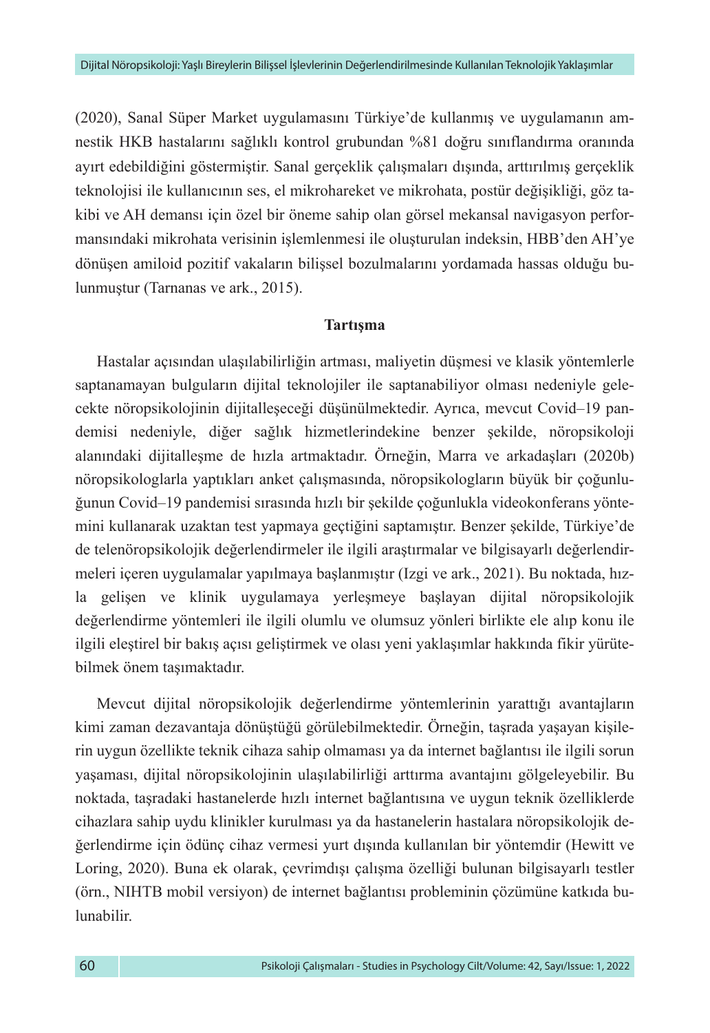(2020), Sanal Süper Market uygulamasını Türkiye'de kullanmış ve uygulamanın amnestik HKB hastalarını sağlıklı kontrol grubundan %81 doğru sınıflandırma oranında ayırt edebildiğini göstermiştir. Sanal gerçeklik çalışmaları dışında, arttırılmış gerçeklik teknolojisi ile kullanıcının ses, el mikrohareket ve mikrohata, postür değişikliği, göz takibi ve AH demansı için özel bir öneme sahip olan görsel mekansal navigasyon performansındaki mikrohata verisinin işlemlenmesi ile oluşturulan indeksin, HBB'den AH'ye dönüşen amiloid pozitif vakaların bilişsel bozulmalarını yordamada hassas olduğu bulunmuştur (Tarnanas ve ark., 2015).

## Tartışma

Hastalar açısından ulaşılabilirliğin artması, maliyetin düşmesi ve klasik yöntemlerle saptanamayan bulguların dijital teknolojiler ile saptanabiliyor olması nedeniyle gelecekte nöropsikolojinin dijitalleşeceği düşünülmektedir. Ayrıca, mevcut Covid–19 pandemisi nedeniyle, diğer sağlık hizmetlerindekine benzer şekilde, nöropsikoloji alanındaki dijitalleşme de hızla artmaktadır. Örneğin, Marra ve arkadaşları (2020b) nöropsikologlarla yaptıkları anket çalışmasında, nöropsikologların büyük bir çoğunluğunun Covid–19 pandemisi sırasında hızlı bir şekilde çoğunlukla videokonferans yöntemini kullanarak uzaktan test yapmaya geçtiğini saptamıştır. Benzer şekilde, Türkiye'de de telenöropsikolojik değerlendirmeler ile ilgili araştırmalar ve bilgisayarlı değerlendirmeleri içeren uygulamalar yapılmaya başlanmıştır (Izgi ve ark., 2021). Bu noktada, hızla gelişen ve klinik uygulamaya yerleşmeye başlayan dijital nöropsikolojik değerlendirme yöntemleri ile ilgili olumlu ve olumsuz yönleri birlikte ele alıp konu ile ilgili eleştirel bir bakış açısı geliştirmek ve olası yeni yaklaşımlar hakkında fikir yürütebilmek önem taşımaktadır.

Mevcut dijital nöropsikolojik değerlendirme yöntemlerinin yarattığı avantajların kimi zaman dezavantaja dönüştüğü görülebilmektedir. Örneğin, taşrada yaşayan kişilerin uygun özellikte teknik cihaza sahip olmaması ya da internet bağlantısı ile ilgili sorun yaşaması, dijital nöropsikolojinin ulaşılabilirliği arttırma avantajını gölgeleyebilir. Bu noktada, taşradaki hastanelerde hızlı internet bağlantısına ve uygun teknik özelliklerde cihazlara sahip uydu klinikler kurulması ya da hastanelerin hastalara nöropsikolojik değerlendirme için ödünç cihaz vermesi yurt dışında kullanılan bir yöntemdir (Hewitt ve Loring, 2020). Buna ek olarak, çevrimdışı çalışma özelliği bulunan bilgisayarlı testler (örn., NIHTB mobil versiyon) de internet bağlantısı probleminin çözümüne katkıda bulunabilir.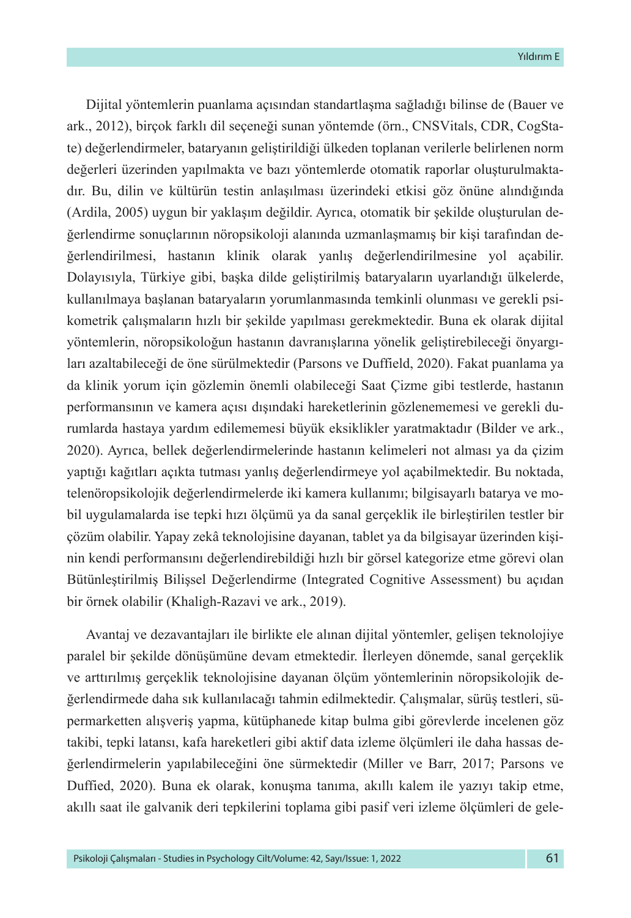Dijital yöntemlerin puanlama açısından standartlaşma sağladığı bilinse de (Bauer ve ark., 2012), birçok farklı dil seçeneği sunan yöntemde (örn., CNSVitals, CDR, CogState) değerlendirmeler, bataryanın geliştirildiği ülkeden toplanan verilerle belirlenen norm değerleri üzerinden yapılmakta ve bazı yöntemlerde otomatik raporlar oluşturulmaktadır. Bu, dilin ve kültürün testin anlaşılması üzerindeki etkisi göz önüne alındığında (Ardila, 2005) uygun bir yaklaşım değildir. Ayrıca, otomatik bir şekilde oluşturulan değerlendirme sonuçlarının nöropsikoloji alanında uzmanlaşmamış bir kişi tarafından değerlendirilmesi, hastanın klinik olarak yanlış değerlendirilmesine yol açabilir. Dolayısıyla, Türkiye gibi, başka dilde geliştirilmiş bataryaların uyarlandığı ülkelerde, kullanılmaya başlanan bataryaların yorumlanmasında temkinli olunması ve gerekli psikometrik çalışmaların hızlı bir şekilde yapılması gerekmektedir. Buna ek olarak dijital yöntemlerin, nöropsikoloğun hastanın davranışlarına yönelik geliştirebileceği önyargıları azaltabileceği de öne sürülmektedir (Parsons ve Duffield, 2020). Fakat puanlama ya da klinik yorum için gözlemin önemli olabileceği Saat Çizme gibi testlerde, hastanın performansının ve kamera açısı dışındaki hareketlerinin gözlenememesi ve gerekli durumlarda hastaya yardım edilememesi büyük eksiklikler yaratmaktadır (Bilder ve ark., 2020). Ayrıca, bellek değerlendirmelerinde hastanın kelimeleri not alması ya da çizim yaptığı kağıtları açıkta tutması yanlış değerlendirmeye yol açabilmektedir. Bu noktada, telenöropsikolojik değerlendirmelerde iki kamera kullanımı; bilgisayarlı batarya ve mobil uygulamalarda ise tepki hızı ölçümü ya da sanal gerçeklik ile birleştirilen testler bir çözüm olabilir. Yapay zekâ teknolojisine dayanan, tablet ya da bilgisayar üzerinden kişinin kendi performansını değerlendirebildiği hızlı bir görsel kategorize etme görevi olan Bütünleştirilmiş Bilişsel Değerlendirme (Integrated Cognitive Assessment) bu açıdan bir örnek olabilir (Khaligh-Razavi ve ark., 2019).

Avantaj ve dezavantajları ile birlikte ele alınan dijital yöntemler, gelişen teknolojiye paralel bir şekilde dönüşümüne devam etmektedir. İlerleyen dönemde, sanal gerçeklik ve arttırılmış gerçeklik teknolojisine dayanan ölçüm yöntemlerinin nöropsikolojik değerlendirmede daha sık kullanılacağı tahmin edilmektedir. Çalışmalar, sürüş testleri, süpermarketten alışveriş yapma, kütüphanede kitap bulma gibi görevlerde incelenen göz takibi, tepki latansı, kafa hareketleri gibi aktif data izleme ölçümleri ile daha hassas değerlendirmelerin yapılabileceğini öne sürmektedir (Miller ve Barr, 2017; Parsons ve Duffied, 2020). Buna ek olarak, konuşma tanıma, akıllı kalem ile yazıyı takip etme, akıllı saat ile galvanik deri tepkilerini toplama gibi pasif veri izleme ölçümleri de gele-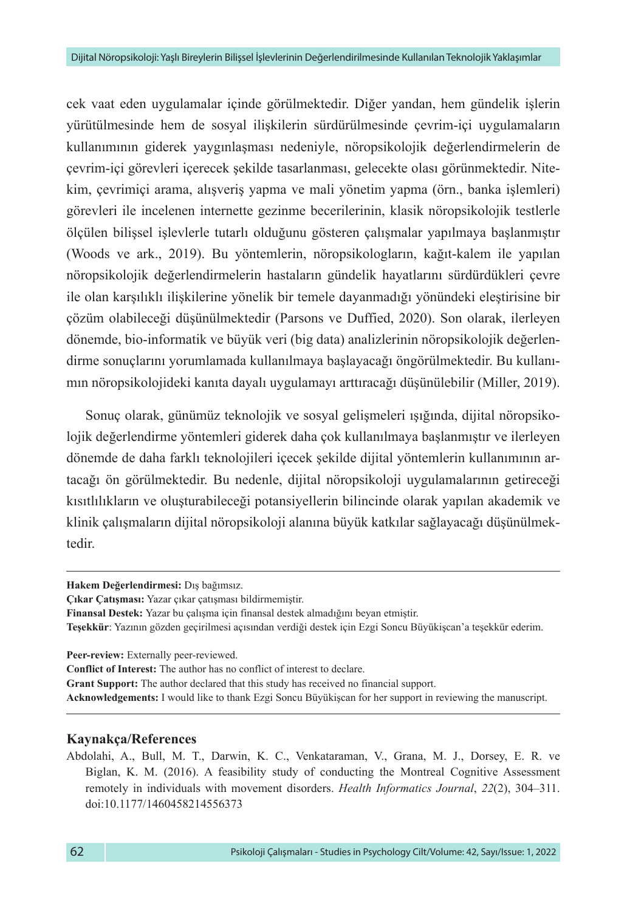cek vaat eden uygulamalar içinde görülmektedir. Diğer yandan, hem gündelik işlerin yürütülmesinde hem de sosyal ilişkilerin sürdürülmesinde çevrim-içi uygulamaların kullanımının giderek yaygınlaşması nedeniyle, nöropsikolojik değerlendirmelerin de çevrim-içi görevleri içerecek şekilde tasarlanması, gelecekte olası görünmektedir. Nitekim, çevrimiçi arama, alışveriş yapma ve mali yönetim yapma (örn., banka işlemleri) görevleri ile incelenen internette gezinme becerilerinin, klasik nöropsikolojik testlerle ölçülen bilişsel işlevlerle tutarlı olduğunu gösteren çalışmalar yapılmaya başlanmıştır (Woods ve ark., 2019). Bu yöntemlerin, nöropsikologların, kağıt-kalem ile yapılan nöropsikolojik değerlendirmelerin hastaların gündelik hayatlarını sürdürdükleri çevre ile olan karşılıklı ilişkilerine yönelik bir temele dayanmadığı yönündeki eleştirisine bir çözüm olabileceği düşünülmektedir (Parsons ve Duffied, 2020). Son olarak, ilerleyen dönemde, bio-informatik ve büyük veri (big data) analizlerinin nöropsikolojik değerlendirme sonuçlarını yorumlamada kullanılmaya başlayacağı öngörülmektedir. Bu kullanımın nöropsikolojideki kanıta dayalı uygulamayı arttıracağı düşünülebilir (Miller, 2019).

Sonuç olarak, günümüz teknolojik ve sosyal gelişmeleri ışığında, dijital nöropsikolojik değerlendirme yöntemleri giderek daha çok kullanılmaya başlanmıştır ve ilerleyen dönemde de daha farklı teknolojileri içecek şekilde dijital yöntemlerin kullanımının artacağı ön görülmektedir. Bu nedenle, dijital nöropsikoloji uygulamalarının getireceği kısıtlılıkların ve oluşturabileceği potansiyellerin bilincinde olarak yapılan akademik ve klinik çalışmaların dijital nöropsikoloji alanına büyük katkılar sağlayacağı düşünülmektedir.

---

**Hakem Değerlendirmesi:** Dış bağımsız.
**Çıkar Çatışması:** Yazar çıkar çatışması bildirmemiştir.
**Finansal Destek:** Yazar bu çalışma için finansal destek almadığını beyan etmiştir.
**Teşekkür**: Yazının gözden geçirilmesi açısından verdiği destek için Ezgi Soncu Büyükişcan'a teşekkür ederim.

**Peer-review:** Externally peer-reviewed.
**Conflict of Interest:** The author has no conflict of interest to declare.
**Grant Support:** The author declared that this study has received no financial support.
**Acknowledgements:** I would like to thank Ezgi Soncu Büyükişcan for her support in reviewing the manuscript.

---

## Kaynakça/References

Abdolahi, A., Bull, M. T., Darwin, K. C., Venkataraman, V., Grana, M. J., Dorsey, E. R. ve Biglan, K. M. (2016). A feasibility study of conducting the Montreal Cognitive Assessment remotely in individuals with movement disorders. *Health Informatics Journal*, *22*(2), 304–311. doi:10.1177/1460458214556373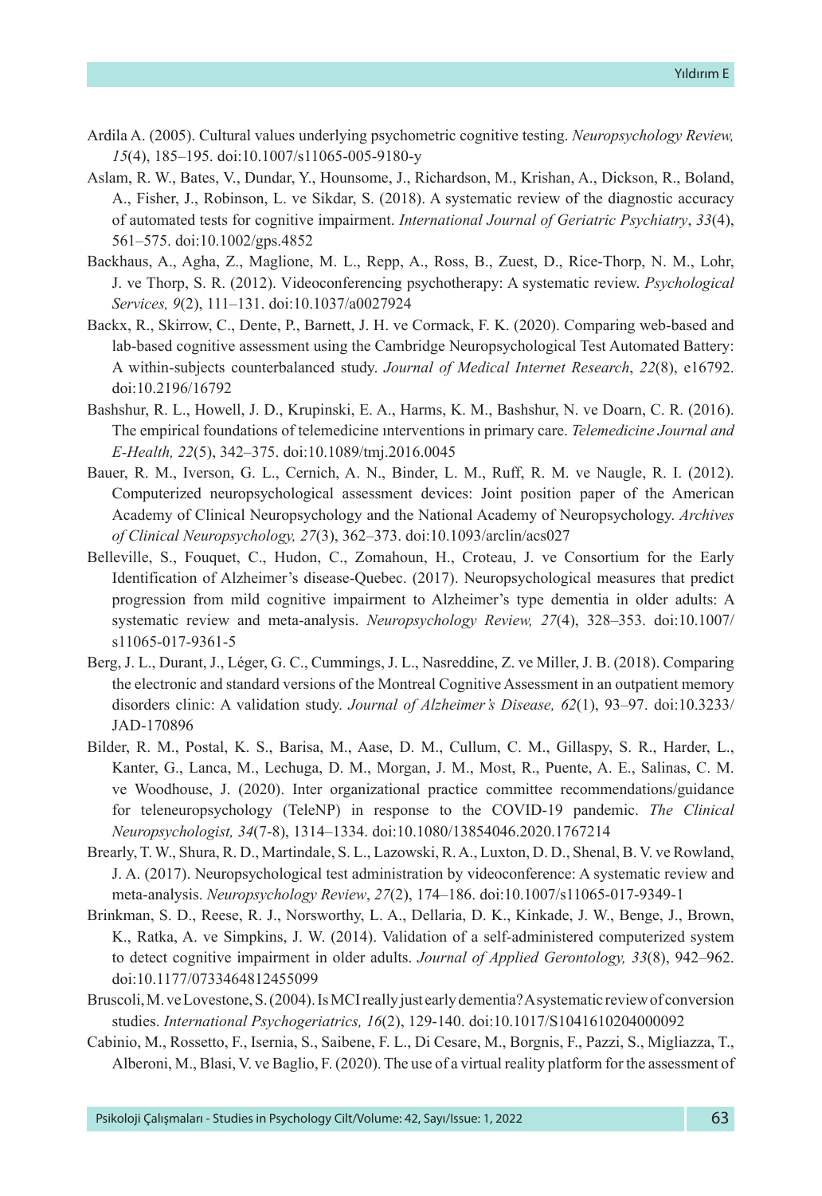Ardila A. (2005). Cultural values underlying psychometric cognitive testing. *Neuropsychology Review, 15*(4), 185–195. doi:10.1007/s11065-005-9180-y

Aslam, R. W., Bates, V., Dundar, Y., Hounsome, J., Richardson, M., Krishan, A., Dickson, R., Boland, A., Fisher, J., Robinson, L. ve Sikdar, S. (2018). A systematic review of the diagnostic accuracy of automated tests for cognitive impairment. *International Journal of Geriatric Psychiatry*, *33*(4), 561–575. doi:10.1002/gps.4852

Backhaus, A., Agha, Z., Maglione, M. L., Repp, A., Ross, B., Zuest, D., Rice-Thorp, N. M., Lohr, J. ve Thorp, S. R. (2012). Videoconferencing psychotherapy: A systematic review. *Psychological Services, 9*(2), 111–131. doi:10.1037/a0027924

Backx, R., Skirrow, C., Dente, P., Barnett, J. H. ve Cormack, F. K. (2020). Comparing web-based and lab-based cognitive assessment using the Cambridge Neuropsychological Test Automated Battery: A within-subjects counterbalanced study. *Journal of Medical Internet Research*, *22*(8), e16792. doi:10.2196/16792

Bashshur, R. L., Howell, J. D., Krupinski, E. A., Harms, K. M., Bashshur, N. ve Doarn, C. R. (2016). The empirical foundations of telemedicine ınterventions in primary care. *Telemedicine Journal and E-Health, 22*(5), 342–375. doi:10.1089/tmj.2016.0045

Bauer, R. M., Iverson, G. L., Cernich, A. N., Binder, L. M., Ruff, R. M. ve Naugle, R. I. (2012). Computerized neuropsychological assessment devices: Joint position paper of the American Academy of Clinical Neuropsychology and the National Academy of Neuropsychology. *Archives of Clinical Neuropsychology, 27*(3), 362–373. doi:10.1093/arclin/acs027

Belleville, S., Fouquet, C., Hudon, C., Zomahoun, H., Croteau, J. ve Consortium for the Early Identification of Alzheimer's disease-Quebec. (2017). Neuropsychological measures that predict progression from mild cognitive impairment to Alzheimer's type dementia in older adults: A systematic review and meta-analysis. *Neuropsychology Review, 27*(4), 328–353. doi:10.1007/s11065-017-9361-5

Berg, J. L., Durant, J., Léger, G. C., Cummings, J. L., Nasreddine, Z. ve Miller, J. B. (2018). Comparing the electronic and standard versions of the Montreal Cognitive Assessment in an outpatient memory disorders clinic: A validation study. *Journal of Alzheimer's Disease, 62*(1), 93–97. doi:10.3233/JAD-170896

Bilder, R. M., Postal, K. S., Barisa, M., Aase, D. M., Cullum, C. M., Gillaspy, S. R., Harder, L., Kanter, G., Lanca, M., Lechuga, D. M., Morgan, J. M., Most, R., Puente, A. E., Salinas, C. M. ve Woodhouse, J. (2020). Inter organizational practice committee recommendations/guidance for teleneuropsychology (TeleNP) in response to the COVID-19 pandemic. *The Clinical Neuropsychologist, 34*(7-8), 1314–1334. doi:10.1080/13854046.2020.1767214

Brearly, T. W., Shura, R. D., Martindale, S. L., Lazowski, R. A., Luxton, D. D., Shenal, B. V. ve Rowland, J. A. (2017). Neuropsychological test administration by videoconference: A systematic review and meta-analysis. *Neuropsychology Review*, *27*(2), 174–186. doi:10.1007/s11065-017-9349-1

Brinkman, S. D., Reese, R. J., Norsworthy, L. A., Dellaria, D. K., Kinkade, J. W., Benge, J., Brown, K., Ratka, A. ve Simpkins, J. W. (2014). Validation of a self-administered computerized system to detect cognitive impairment in older adults. *Journal of Applied Gerontology, 33*(8), 942–962. doi:10.1177/0733464812455099

Bruscoli, M. ve Lovestone, S. (2004). Is MCI really just early dementia? A systematic review of conversion studies. *International Psychogeriatrics, 16*(2), 129-140. doi:10.1017/S1041610204000092

Cabinio, M., Rossetto, F., Isernia, S., Saibene, F. L., Di Cesare, M., Borgnis, F., Pazzi, S., Migliazza, T., Alberoni, M., Blasi, V. ve Baglio, F. (2020). The use of a virtual reality platform for the assessment of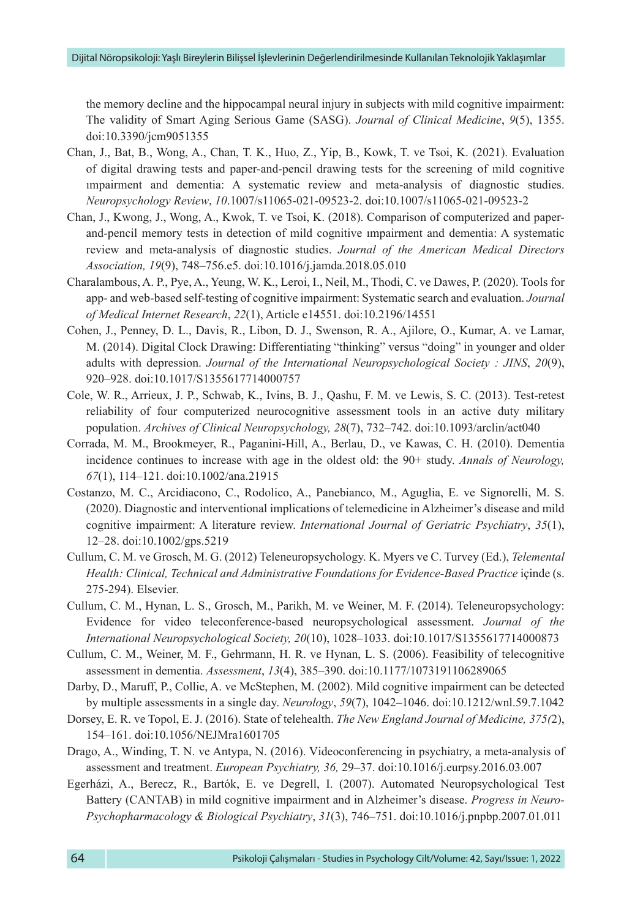the memory decline and the hippocampal neural injury in subjects with mild cognitive impairment: The validity of Smart Aging Serious Game (SASG). *Journal of Clinical Medicine*, *9*(5), 1355. doi:10.3390/jcm9051355

Chan, J., Bat, B., Wong, A., Chan, T. K., Huo, Z., Yip, B., Kowk, T. ve Tsoi, K. (2021). Evaluation of digital drawing tests and paper-and-pencil drawing tests for the screening of mild cognitive ımpairment and dementia: A systematic review and meta-analysis of diagnostic studies. *Neuropsychology Review*, *10*.1007/s11065-021-09523-2. doi:10.1007/s11065-021-09523-2

Chan, J., Kwong, J., Wong, A., Kwok, T. ve Tsoi, K. (2018). Comparison of computerized and paper-and-pencil memory tests in detection of mild cognitive ımpairment and dementia: A systematic review and meta-analysis of diagnostic studies. *Journal of the American Medical Directors Association, 19*(9), 748–756.e5. doi:10.1016/j.jamda.2018.05.010

Charalambous, A. P., Pye, A., Yeung, W. K., Leroi, I., Neil, M., Thodi, C. ve Dawes, P. (2020). Tools for app- and web-based self-testing of cognitive impairment: Systematic search and evaluation. *Journal of Medical Internet Research*, *22*(1), Article e14551. doi:10.2196/14551

Cohen, J., Penney, D. L., Davis, R., Libon, D. J., Swenson, R. A., Ajilore, O., Kumar, A. ve Lamar, M. (2014). Digital Clock Drawing: Differentiating "thinking" versus "doing" in younger and older adults with depression. *Journal of the International Neuropsychological Society : JINS*, *20*(9), 920–928. doi:10.1017/S1355617714000757

Cole, W. R., Arrieux, J. P., Schwab, K., Ivins, B. J., Qashu, F. M. ve Lewis, S. C. (2013). Test-retest reliability of four computerized neurocognitive assessment tools in an active duty military population. *Archives of Clinical Neuropsychology, 28*(7), 732–742. doi:10.1093/arclin/act040

Corrada, M. M., Brookmeyer, R., Paganini-Hill, A., Berlau, D., ve Kawas, C. H. (2010). Dementia incidence continues to increase with age in the oldest old: the 90+ study. *Annals of Neurology, 67*(1), 114–121. doi:10.1002/ana.21915

Costanzo, M. C., Arcidiacono, C., Rodolico, A., Panebianco, M., Aguglia, E. ve Signorelli, M. S. (2020). Diagnostic and interventional implications of telemedicine in Alzheimer's disease and mild cognitive impairment: A literature review. *International Journal of Geriatric Psychiatry*, *35*(1), 12–28. doi:10.1002/gps.5219

Cullum, C. M. ve Grosch, M. G. (2012) Teleneuropsychology. K. Myers ve C. Turvey (Ed.), *Telemental Health: Clinical, Technical and Administrative Foundations for Evidence-Based Practice* içinde (s. 275-294). Elsevier.

Cullum, C. M., Hynan, L. S., Grosch, M., Parikh, M. ve Weiner, M. F. (2014). Teleneuropsychology: Evidence for video teleconference-based neuropsychological assessment. *Journal of the International Neuropsychological Society, 20*(10), 1028–1033. doi:10.1017/S1355617714000873

Cullum, C. M., Weiner, M. F., Gehrmann, H. R. ve Hynan, L. S. (2006). Feasibility of telecognitive assessment in dementia. *Assessment*, *13*(4), 385–390. doi:10.1177/1073191106289065

Darby, D., Maruff, P., Collie, A. ve McStephen, M. (2002). Mild cognitive impairment can be detected by multiple assessments in a single day. *Neurology*, *59*(7), 1042–1046. doi:10.1212/wnl.59.7.1042

Dorsey, E. R. ve Topol, E. J. (2016). State of telehealth. *The New England Journal of Medicine, 375(*2), 154–161. doi:10.1056/NEJMra1601705

Drago, A., Winding, T. N. ve Antypa, N. (2016). Videoconferencing in psychiatry, a meta-analysis of assessment and treatment. *European Psychiatry, 36,* 29–37. doi:10.1016/j.eurpsy.2016.03.007

Egerházi, A., Berecz, R., Bartók, E. ve Degrell, I. (2007). Automated Neuropsychological Test Battery (CANTAB) in mild cognitive impairment and in Alzheimer's disease. *Progress in Neuro-Psychopharmacology & Biological Psychiatry*, *31*(3), 746–751. doi:10.1016/j.pnpbp.2007.01.011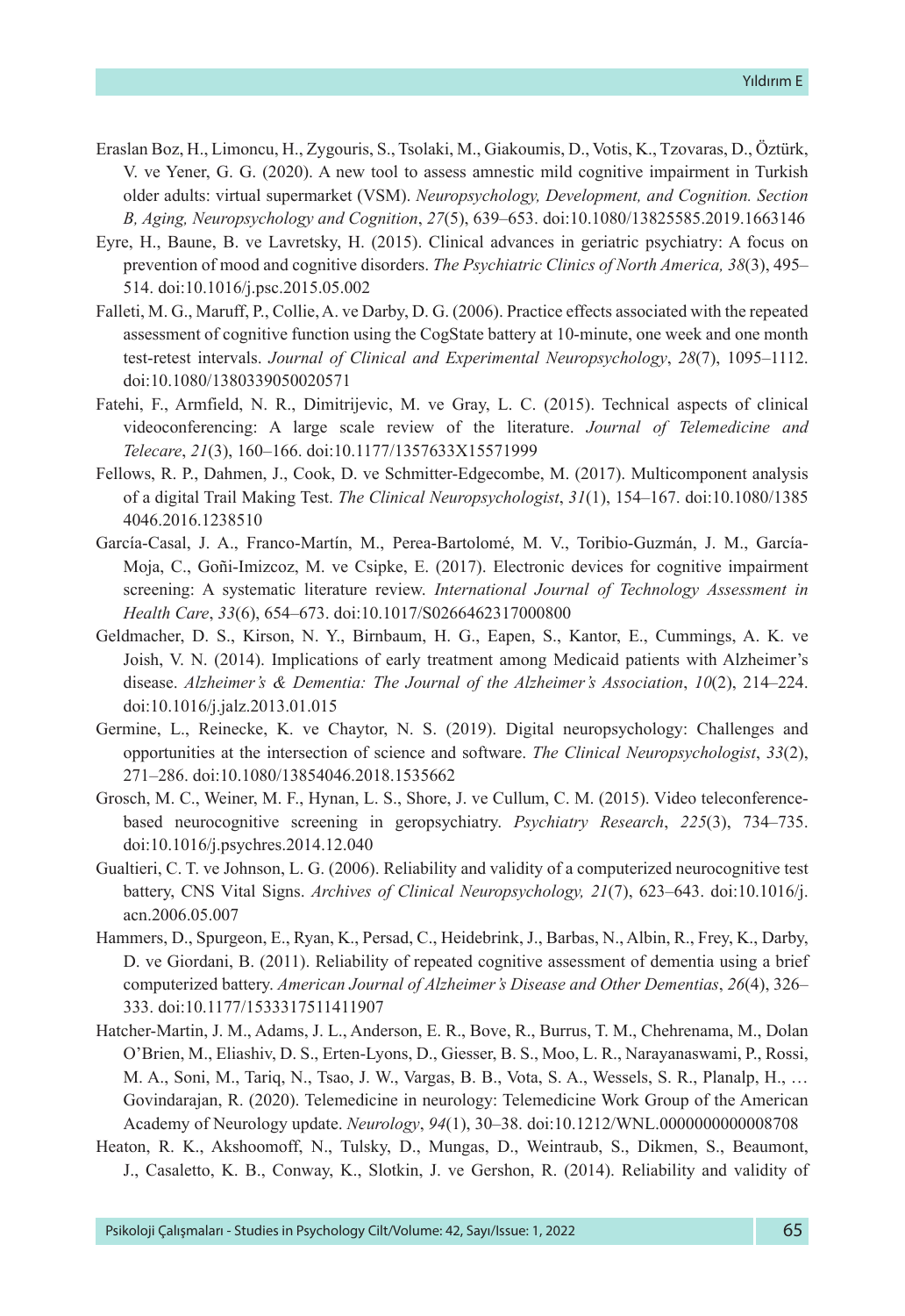Eraslan Boz, H., Limoncu, H., Zygouris, S., Tsolaki, M., Giakoumis, D., Votis, K., Tzovaras, D., Öztürk, V. ve Yener, G. G. (2020). A new tool to assess amnestic mild cognitive impairment in Turkish older adults: virtual supermarket (VSM). *Neuropsychology, Development, and Cognition. Section B, Aging, Neuropsychology and Cognition*, *27*(5), 639–653. doi:10.1080/13825585.2019.1663146

Eyre, H., Baune, B. ve Lavretsky, H. (2015). Clinical advances in geriatric psychiatry: A focus on prevention of mood and cognitive disorders. *The Psychiatric Clinics of North America, 38*(3), 495–514. doi:10.1016/j.psc.2015.05.002

Falleti, M. G., Maruff, P., Collie, A. ve Darby, D. G. (2006). Practice effects associated with the repeated assessment of cognitive function using the CogState battery at 10-minute, one week and one month test-retest intervals. *Journal of Clinical and Experimental Neuropsychology*, *28*(7), 1095–1112. doi:10.1080/13803390500205711

Fatehi, F., Armfield, N. R., Dimitrijevic, M. ve Gray, L. C. (2015). Technical aspects of clinical videoconferencing: A large scale review of the literature. *Journal of Telemedicine and Telecare*, *21*(3), 160–166. doi:10.1177/1357633X15571999

Fellows, R. P., Dahmen, J., Cook, D. ve Schmitter-Edgecombe, M. (2017). Multicomponent analysis of a digital Trail Making Test. *The Clinical Neuropsychologist*, *31*(1), 154–167. doi:10.1080/13854046.2016.1238510

García-Casal, J. A., Franco-Martín, M., Perea-Bartolomé, M. V., Toribio-Guzmán, J. M., García-Moja, C., Goñi-Imizcoz, M. ve Csipke, E. (2017). Electronic devices for cognitive impairment screening: A systematic literature review. *International Journal of Technology Assessment in Health Care*, *33*(6), 654–673. doi:10.1017/S0266462317000800

Geldmacher, D. S., Kirson, N. Y., Birnbaum, H. G., Eapen, S., Kantor, E., Cummings, A. K. ve Joish, V. N. (2014). Implications of early treatment among Medicaid patients with Alzheimer's disease. *Alzheimer's & Dementia: The Journal of the Alzheimer's Association*, *10*(2), 214–224. doi:10.1016/j.jalz.2013.01.015

Germine, L., Reinecke, K. ve Chaytor, N. S. (2019). Digital neuropsychology: Challenges and opportunities at the intersection of science and software. *The Clinical Neuropsychologist*, *33*(2), 271–286. doi:10.1080/13854046.2018.1535662

Grosch, M. C., Weiner, M. F., Hynan, L. S., Shore, J. ve Cullum, C. M. (2015). Video teleconference-based neurocognitive screening in geropsychiatry. *Psychiatry Research*, *225*(3), 734–735. doi:10.1016/j.psychres.2014.12.040

Gualtieri, C. T. ve Johnson, L. G. (2006). Reliability and validity of a computerized neurocognitive test battery, CNS Vital Signs. *Archives of Clinical Neuropsychology, 21*(7), 623–643. doi:10.1016/j.acn.2006.05.007

Hammers, D., Spurgeon, E., Ryan, K., Persad, C., Heidebrink, J., Barbas, N., Albin, R., Frey, K., Darby, D. ve Giordani, B. (2011). Reliability of repeated cognitive assessment of dementia using a brief computerized battery. *American Journal of Alzheimer's Disease and Other Dementias*, *26*(4), 326–333. doi:10.1177/1533317511411907

Hatcher-Martin, J. M., Adams, J. L., Anderson, E. R., Bove, R., Burrus, T. M., Chehrenama, M., Dolan O'Brien, M., Eliashiv, D. S., Erten-Lyons, D., Giesser, B. S., Moo, L. R., Narayanaswami, P., Rossi, M. A., Soni, M., Tariq, N., Tsao, J. W., Vargas, B. B., Vota, S. A., Wessels, S. R., Planalp, H., … Govindarajan, R. (2020). Telemedicine in neurology: Telemedicine Work Group of the American Academy of Neurology update. *Neurology*, *94*(1), 30–38. doi:10.1212/WNL.0000000000008708

Heaton, R. K., Akshoomoff, N., Tulsky, D., Mungas, D., Weintraub, S., Dikmen, S., Beaumont, J., Casaletto, K. B., Conway, K., Slotkin, J. ve Gershon, R. (2014). Reliability and validity of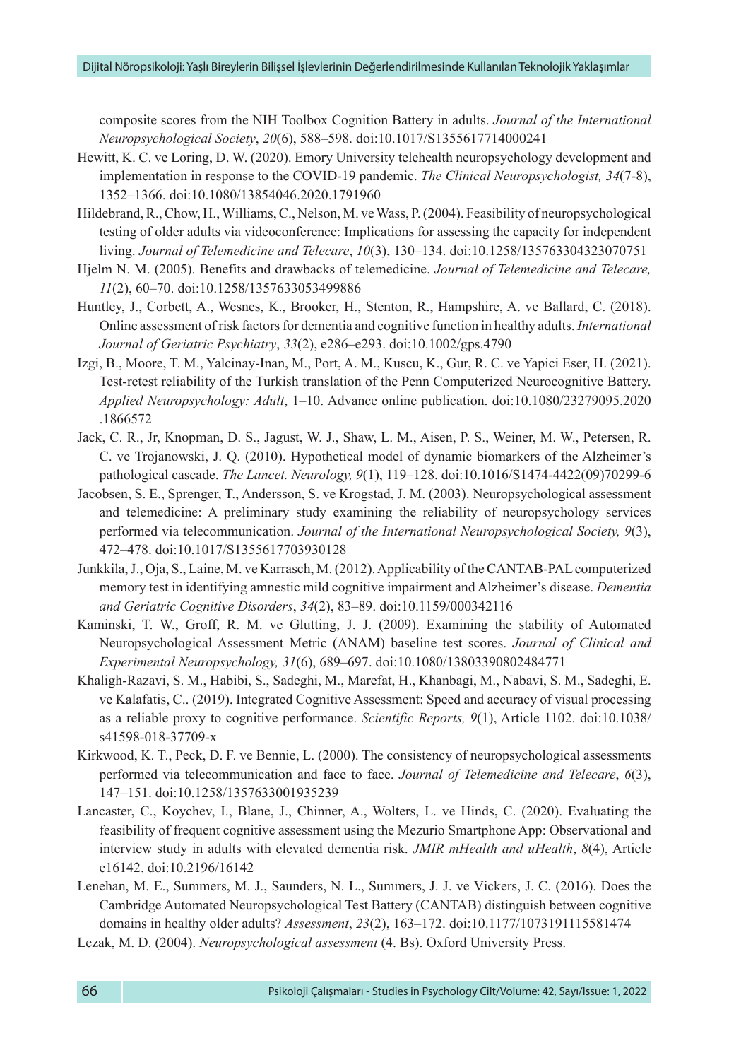composite scores from the NIH Toolbox Cognition Battery in adults. *Journal of the International Neuropsychological Society*, *20*(6), 588–598. doi:10.1017/S1355617714000241

Hewitt, K. C. ve Loring, D. W. (2020). Emory University telehealth neuropsychology development and implementation in response to the COVID-19 pandemic. *The Clinical Neuropsychologist, 34*(7-8), 1352–1366. doi:10.1080/13854046.2020.1791960

Hildebrand, R., Chow, H., Williams, C., Nelson, M. ve Wass, P. (2004). Feasibility of neuropsychological testing of older adults via videoconference: Implications for assessing the capacity for independent living. *Journal of Telemedicine and Telecare*, *10*(3), 130–134. doi:10.1258/135763304323070751

Hjelm N. M. (2005). Benefits and drawbacks of telemedicine. *Journal of Telemedicine and Telecare, 11*(2), 60–70. doi:10.1258/1357633053499886

Huntley, J., Corbett, A., Wesnes, K., Brooker, H., Stenton, R., Hampshire, A. ve Ballard, C. (2018). Online assessment of risk factors for dementia and cognitive function in healthy adults. *International Journal of Geriatric Psychiatry*, *33*(2), e286–e293. doi:10.1002/gps.4790

Izgi, B., Moore, T. M., Yalcinay-Inan, M., Port, A. M., Kuscu, K., Gur, R. C. ve Yapici Eser, H. (2021). Test-retest reliability of the Turkish translation of the Penn Computerized Neurocognitive Battery. *Applied Neuropsychology: Adult*, 1–10. Advance online publication. doi:10.1080/23279095.2020.1866572

Jack, C. R., Jr, Knopman, D. S., Jagust, W. J., Shaw, L. M., Aisen, P. S., Weiner, M. W., Petersen, R. C. ve Trojanowski, J. Q. (2010). Hypothetical model of dynamic biomarkers of the Alzheimer's pathological cascade. *The Lancet. Neurology, 9*(1), 119–128. doi:10.1016/S1474-4422(09)70299-6

Jacobsen, S. E., Sprenger, T., Andersson, S. ve Krogstad, J. M. (2003). Neuropsychological assessment and telemedicine: A preliminary study examining the reliability of neuropsychology services performed via telecommunication. *Journal of the International Neuropsychological Society, 9*(3), 472–478. doi:10.1017/S1355617703930128

Junkkila, J., Oja, S., Laine, M. ve Karrasch, M. (2012). Applicability of the CANTAB-PAL computerized memory test in identifying amnestic mild cognitive impairment and Alzheimer's disease. *Dementia and Geriatric Cognitive Disorders*, *34*(2), 83–89. doi:10.1159/000342116

Kaminski, T. W., Groff, R. M. ve Glutting, J. J. (2009). Examining the stability of Automated Neuropsychological Assessment Metric (ANAM) baseline test scores. *Journal of Clinical and Experimental Neuropsychology, 31*(6), 689–697. doi:10.1080/13803390802484771

Khaligh-Razavi, S. M., Habibi, S., Sadeghi, M., Marefat, H., Khanbagi, M., Nabavi, S. M., Sadeghi, E. ve Kalafatis, C.. (2019). Integrated Cognitive Assessment: Speed and accuracy of visual processing as a reliable proxy to cognitive performance. *Scientific Reports, 9*(1), Article 1102. doi:10.1038/s41598-018-37709-x

Kirkwood, K. T., Peck, D. F. ve Bennie, L. (2000). The consistency of neuropsychological assessments performed via telecommunication and face to face. *Journal of Telemedicine and Telecare*, *6*(3), 147–151. doi:10.1258/1357633001935239

Lancaster, C., Koychev, I., Blane, J., Chinner, A., Wolters, L. ve Hinds, C. (2020). Evaluating the feasibility of frequent cognitive assessment using the Mezurio Smartphone App: Observational and interview study in adults with elevated dementia risk. *JMIR mHealth and uHealth*, *8*(4), Article e16142. doi:10.2196/16142

Lenehan, M. E., Summers, M. J., Saunders, N. L., Summers, J. J. ve Vickers, J. C. (2016). Does the Cambridge Automated Neuropsychological Test Battery (CANTAB) distinguish between cognitive domains in healthy older adults? *Assessment*, *23*(2), 163–172. doi:10.1177/1073191115581474

Lezak, M. D. (2004). *Neuropsychological assessment* (4. Bs). Oxford University Press.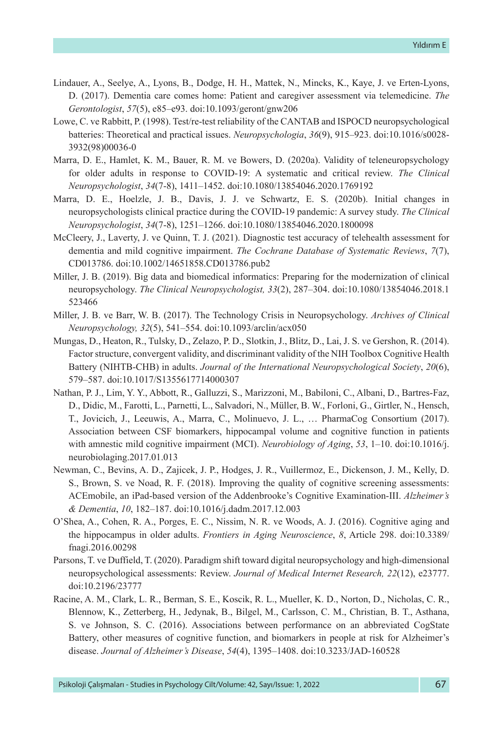Lindauer, A., Seelye, A., Lyons, B., Dodge, H. H., Mattek, N., Mincks, K., Kaye, J. ve Erten-Lyons, D. (2017). Dementia care comes home: Patient and caregiver assessment via telemedicine. *The Gerontologist*, *57*(5), e85–e93. doi:10.1093/geront/gnw206

Lowe, C. ve Rabbitt, P. (1998). Test/re-test reliability of the CANTAB and ISPOCD neuropsychological batteries: Theoretical and practical issues. *Neuropsychologia*, *36*(9), 915–923. doi:10.1016/s0028-3932(98)00036-0

Marra, D. E., Hamlet, K. M., Bauer, R. M. ve Bowers, D. (2020a). Validity of teleneuropsychology for older adults in response to COVID-19: A systematic and critical review. *The Clinical Neuropsychologist*, *34*(7-8), 1411–1452. doi:10.1080/13854046.2020.1769192

Marra, D. E., Hoelzle, J. B., Davis, J. J. ve Schwartz, E. S. (2020b). Initial changes in neuropsychologists clinical practice during the COVID-19 pandemic: A survey study. *The Clinical Neuropsychologist*, *34*(7-8), 1251–1266. doi:10.1080/13854046.2020.1800098

McCleery, J., Laverty, J. ve Quinn, T. J. (2021). Diagnostic test accuracy of telehealth assessment for dementia and mild cognitive impairment. *The Cochrane Database of Systematic Reviews*, *7*(7), CD013786. doi:10.1002/14651858.CD013786.pub2

Miller, J. B. (2019). Big data and biomedical informatics: Preparing for the modernization of clinical neuropsychology. *The Clinical Neuropsychologist, 33*(2), 287–304. doi:10.1080/13854046.2018.1523466

Miller, J. B. ve Barr, W. B. (2017). The Technology Crisis in Neuropsychology. *Archives of Clinical Neuropsychology, 32*(5), 541–554. doi:10.1093/arclin/acx050

Mungas, D., Heaton, R., Tulsky, D., Zelazo, P. D., Slotkin, J., Blitz, D., Lai, J. S. ve Gershon, R. (2014). Factor structure, convergent validity, and discriminant validity of the NIH Toolbox Cognitive Health Battery (NIHTB-CHB) in adults. *Journal of the International Neuropsychological Society*, *20*(6), 579–587. doi:10.1017/S1355617714000307

Nathan, P. J., Lim, Y. Y., Abbott, R., Galluzzi, S., Marizzoni, M., Babiloni, C., Albani, D., Bartres-Faz, D., Didic, M., Farotti, L., Parnetti, L., Salvadori, N., Müller, B. W., Forloni, G., Girtler, N., Hensch, T., Jovicich, J., Leeuwis, A., Marra, C., Molinuevo, J. L., … PharmaCog Consortium (2017). Association between CSF biomarkers, hippocampal volume and cognitive function in patients with amnestic mild cognitive impairment (MCI). *Neurobiology of Aging*, *53*, 1–10. doi:10.1016/j.neurobiolaging.2017.01.013

Newman, C., Bevins, A. D., Zajicek, J. P., Hodges, J. R., Vuillermoz, E., Dickenson, J. M., Kelly, D. S., Brown, S. ve Noad, R. F. (2018). Improving the quality of cognitive screening assessments: ACEmobile, an iPad-based version of the Addenbrooke's Cognitive Examination-III. *Alzheimer's & Dementia*, *10*, 182–187. doi:10.1016/j.dadm.2017.12.003

O'Shea, A., Cohen, R. A., Porges, E. C., Nissim, N. R. ve Woods, A. J. (2016). Cognitive aging and the hippocampus in older adults. *Frontiers in Aging Neuroscience*, *8*, Article 298. doi:10.3389/fnagi.2016.00298

Parsons, T. ve Duffield, T. (2020). Paradigm shift toward digital neuropsychology and high-dimensional neuropsychological assessments: Review. *Journal of Medical Internet Research, 22*(12), e23777. doi:10.2196/23777

Racine, A. M., Clark, L. R., Berman, S. E., Koscik, R. L., Mueller, K. D., Norton, D., Nicholas, C. R., Blennow, K., Zetterberg, H., Jedynak, B., Bilgel, M., Carlsson, C. M., Christian, B. T., Asthana, S. ve Johnson, S. C. (2016). Associations between performance on an abbreviated CogState Battery, other measures of cognitive function, and biomarkers in people at risk for Alzheimer's disease. *Journal of Alzheimer's Disease*, *54*(4), 1395–1408. doi:10.3233/JAD-160528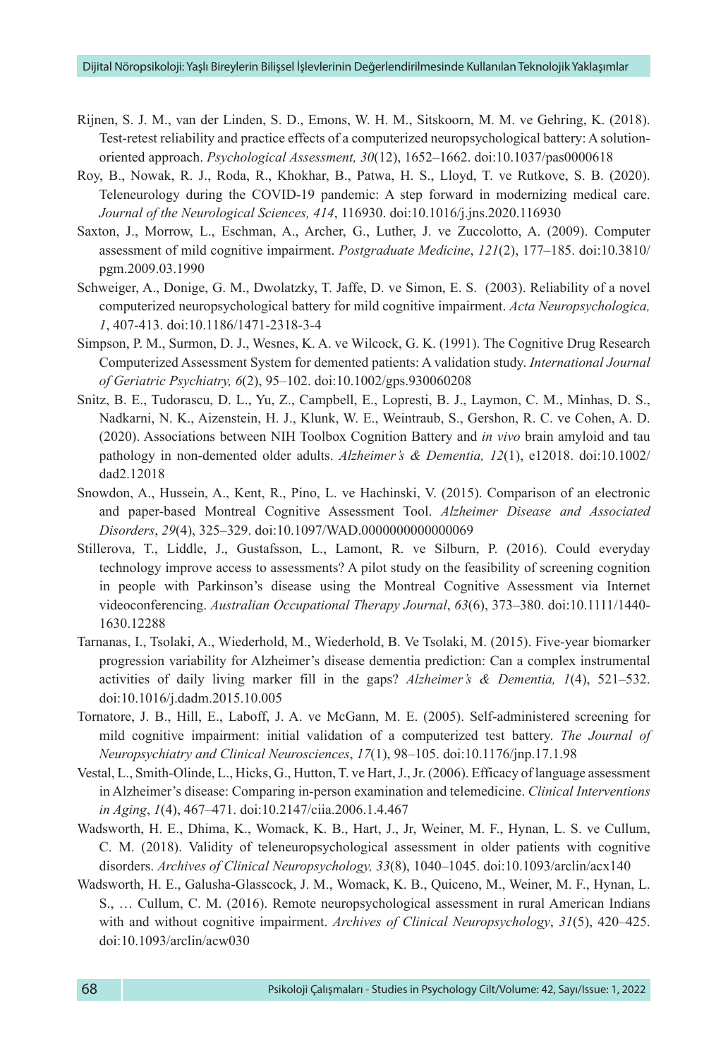Rijnen, S. J. M., van der Linden, S. D., Emons, W. H. M., Sitskoorn, M. M. ve Gehring, K. (2018). Test-retest reliability and practice effects of a computerized neuropsychological battery: A solution-oriented approach. *Psychological Assessment, 30*(12), 1652–1662. doi:10.1037/pas0000618

Roy, B., Nowak, R. J., Roda, R., Khokhar, B., Patwa, H. S., Lloyd, T. ve Rutkove, S. B. (2020). Teleneurology during the COVID-19 pandemic: A step forward in modernizing medical care. *Journal of the Neurological Sciences, 414*, 116930. doi:10.1016/j.jns.2020.116930

Saxton, J., Morrow, L., Eschman, A., Archer, G., Luther, J. ve Zuccolotto, A. (2009). Computer assessment of mild cognitive impairment. *Postgraduate Medicine*, *121*(2), 177–185. doi:10.3810/pgm.2009.03.1990

Schweiger, A., Donige, G. M., Dwolatzky, T. Jaffe, D. ve Simon, E. S. (2003). Reliability of a novel computerized neuropsychological battery for mild cognitive impairment. *Acta Neuropsychologica, 1*, 407-413. doi:10.1186/1471-2318-3-4

Simpson, P. M., Surmon, D. J., Wesnes, K. A. ve Wilcock, G. K. (1991). The Cognitive Drug Research Computerized Assessment System for demented patients: A validation study. *International Journal of Geriatric Psychiatry, 6*(2), 95–102. doi:10.1002/gps.930060208

Snitz, B. E., Tudorascu, D. L., Yu, Z., Campbell, E., Lopresti, B. J., Laymon, C. M., Minhas, D. S., Nadkarni, N. K., Aizenstein, H. J., Klunk, W. E., Weintraub, S., Gershon, R. C. ve Cohen, A. D. (2020). Associations between NIH Toolbox Cognition Battery and *in vivo* brain amyloid and tau pathology in non-demented older adults. *Alzheimer's & Dementia, 12*(1), e12018. doi:10.1002/dad2.12018

Snowdon, A., Hussein, A., Kent, R., Pino, L. ve Hachinski, V. (2015). Comparison of an electronic and paper-based Montreal Cognitive Assessment Tool. *Alzheimer Disease and Associated Disorders*, *29*(4), 325–329. doi:10.1097/WAD.0000000000000069

Stillerova, T., Liddle, J., Gustafsson, L., Lamont, R. ve Silburn, P. (2016). Could everyday technology improve access to assessments? A pilot study on the feasibility of screening cognition in people with Parkinson's disease using the Montreal Cognitive Assessment via Internet videoconferencing. *Australian Occupational Therapy Journal*, *63*(6), 373–380. doi:10.1111/1440-1630.12288

Tarnanas, I., Tsolaki, A., Wiederhold, M., Wiederhold, B. Ve Tsolaki, M. (2015). Five-year biomarker progression variability for Alzheimer's disease dementia prediction: Can a complex instrumental activities of daily living marker fill in the gaps? *Alzheimer's & Dementia, 1*(4), 521–532. doi:10.1016/j.dadm.2015.10.005

Tornatore, J. B., Hill, E., Laboff, J. A. ve McGann, M. E. (2005). Self-administered screening for mild cognitive impairment: initial validation of a computerized test battery. *The Journal of Neuropsychiatry and Clinical Neurosciences*, *17*(1), 98–105. doi:10.1176/jnp.17.1.98

Vestal, L., Smith-Olinde, L., Hicks, G., Hutton, T. ve Hart, J., Jr. (2006). Efficacy of language assessment in Alzheimer's disease: Comparing in-person examination and telemedicine. *Clinical Interventions in Aging*, *1*(4), 467–471. doi:10.2147/ciia.2006.1.4.467

Wadsworth, H. E., Dhima, K., Womack, K. B., Hart, J., Jr, Weiner, M. F., Hynan, L. S. ve Cullum, C. M. (2018). Validity of teleneuropsychological assessment in older patients with cognitive disorders. *Archives of Clinical Neuropsychology, 33*(8), 1040–1045. doi:10.1093/arclin/acx140

Wadsworth, H. E., Galusha-Glasscock, J. M., Womack, K. B., Quiceno, M., Weiner, M. F., Hynan, L. S., … Cullum, C. M. (2016). Remote neuropsychological assessment in rural American Indians with and without cognitive impairment. *Archives of Clinical Neuropsychology*, *31*(5), 420–425. doi:10.1093/arclin/acw030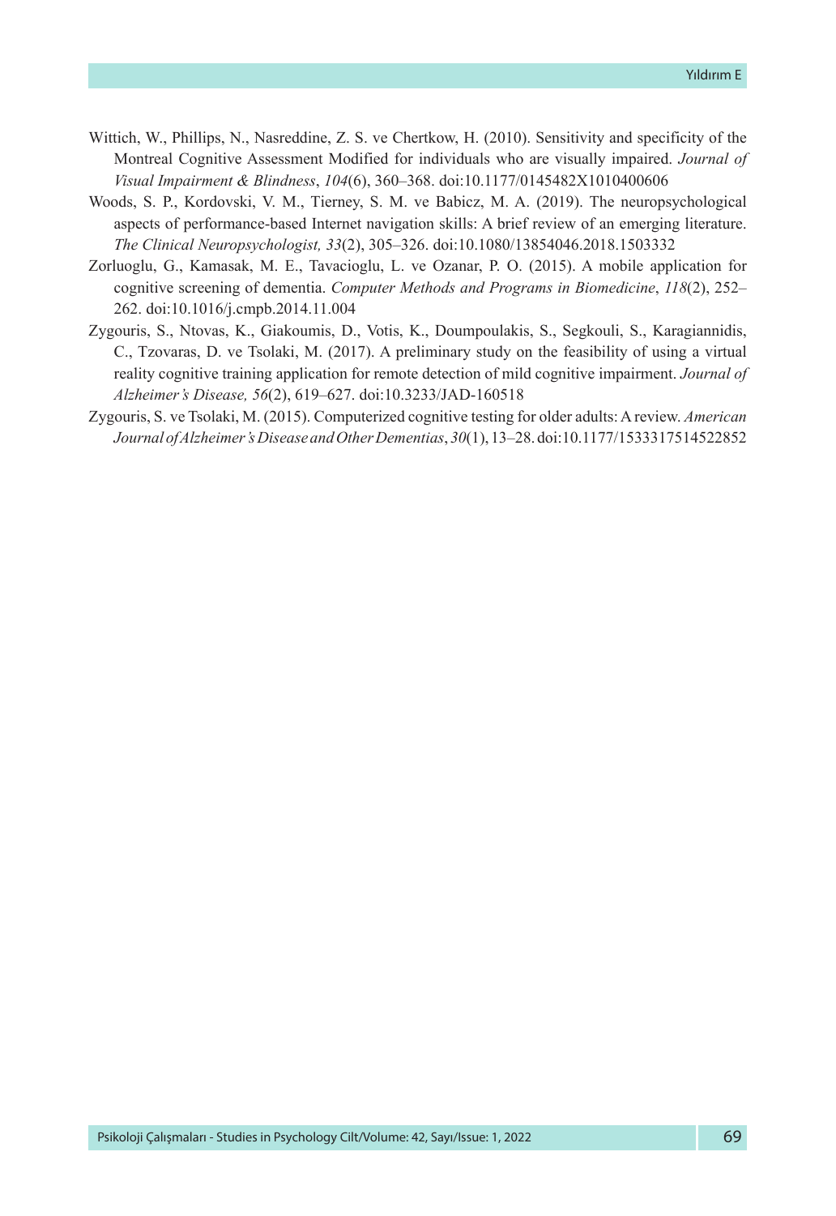Wittich, W., Phillips, N., Nasreddine, Z. S. ve Chertkow, H. (2010). Sensitivity and specificity of the Montreal Cognitive Assessment Modified for individuals who are visually impaired. *Journal of Visual Impairment & Blindness*, *104*(6), 360–368. doi:10.1177/0145482X1010400606

Woods, S. P., Kordovski, V. M., Tierney, S. M. ve Babicz, M. A. (2019). The neuropsychological aspects of performance-based Internet navigation skills: A brief review of an emerging literature. *The Clinical Neuropsychologist, 33*(2), 305–326. doi:10.1080/13854046.2018.1503332

Zorluoglu, G., Kamasak, M. E., Tavacioglu, L. ve Ozanar, P. O. (2015). A mobile application for cognitive screening of dementia. *Computer Methods and Programs in Biomedicine*, *118*(2), 252–262. doi:10.1016/j.cmpb.2014.11.004

Zygouris, S., Ntovas, K., Giakoumis, D., Votis, K., Doumpoulakis, S., Segkouli, S., Karagiannidis, C., Tzovaras, D. ve Tsolaki, M. (2017). A preliminary study on the feasibility of using a virtual reality cognitive training application for remote detection of mild cognitive impairment. *Journal of Alzheimer's Disease, 56*(2), 619–627. doi:10.3233/JAD-160518

Zygouris, S. ve Tsolaki, M. (2015). Computerized cognitive testing for older adults: A review. *American Journal of Alzheimer's Disease and Other Dementias*, *30*(1), 13–28. doi:10.1177/1533317514522852